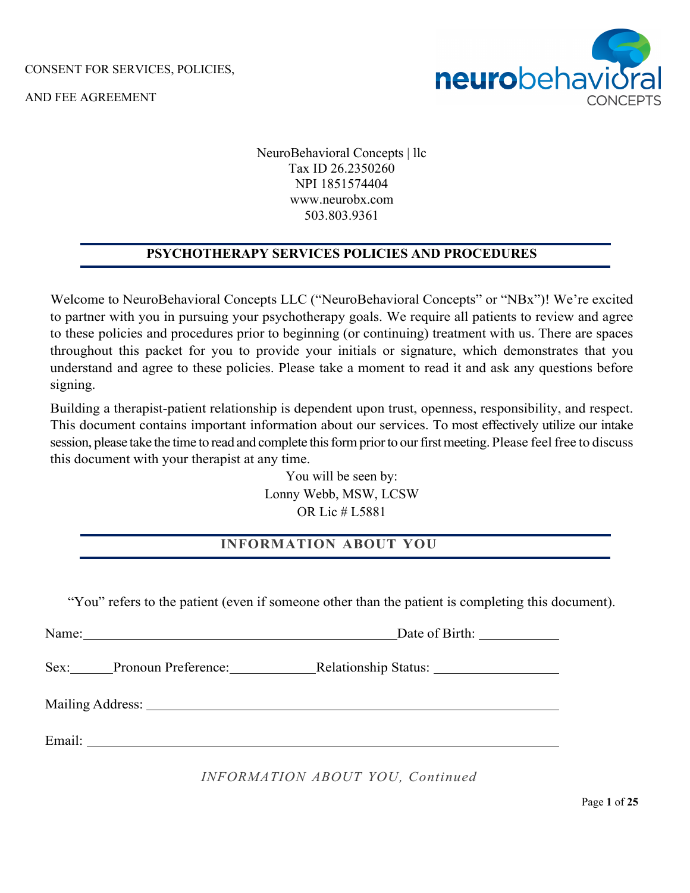CONSENT FOR SERVICES, POLICIES,

AND FEE AGREEMENT

NeuroBehavioral Concepts | llc
Tax ID 26.2350260
NPI 1851574404
www.neurobx.com
503.803.9361

## PSYCHOTHERAPY SERVICES POLICIES AND PROCEDURES

Welcome to NeuroBehavioral Concepts LLC ("NeuroBehavioral Concepts" or "NBx")! We're excited to partner with you in pursuing your psychotherapy goals. We require all patients to review and agree to these policies and procedures prior to beginning (or continuing) treatment with us. There are spaces throughout this packet for you to provide your initials or signature, which demonstrates that you understand and agree to these policies. Please take a moment to read it and ask any questions before signing.

Building a therapist-patient relationship is dependent upon trust, openness, responsibility, and respect. This document contains important information about our services. To most effectively utilize our intake session, please take the time to read and complete this form prior to our first meeting. Please feel free to discuss this document with your therapist at any time.

You will be seen by:
Lonny Webb, MSW, LCSW
OR Lic # L5881

## INFORMATION ABOUT YOU

"You" refers to the patient (even if someone other than the patient is completing this document).

Name:______________________________________________ Date of Birth: ___________

Sex:______ Pronoun Preference:____________ Relationship Status: _________________

Mailing Address: ____________________________________________________________

Email: ______________________________________________________________________

*INFORMATION ABOUT YOU, Continued*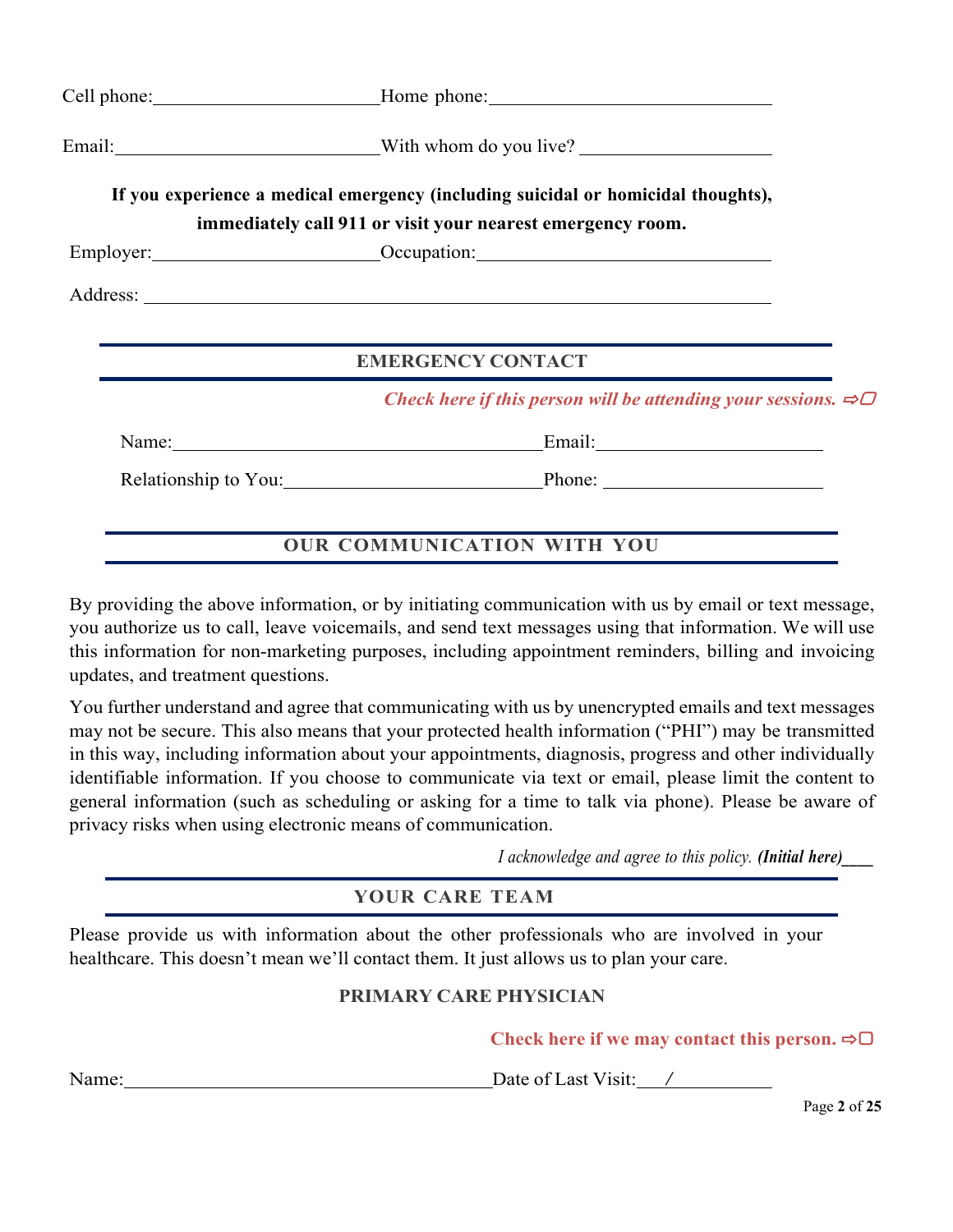Cell phone:________________________ Home phone:______________________________

Email:____________________________ With whom do you live? ____________________

**If you experience a medical emergency (including suicidal or homicidal thoughts), immediately call 911 or visit your nearest emergency room.**

Employer:________________________ Occupation:______________________________

Address: ______________________________________________________________

## EMERGENCY CONTACT

***Check here if this person will be attending your sessions.*** ⇨▢

Name:______________________________________ Email:________________________

Relationship to You:___________________________ Phone: ________________________

## OUR COMMUNICATION WITH YOU

By providing the above information, or by initiating communication with us by email or text message, you authorize us to call, leave voicemails, and send text messages using that information. We will use this information for non-marketing purposes, including appointment reminders, billing and invoicing updates, and treatment questions.

You further understand and agree that communicating with us by unencrypted emails and text messages may not be secure. This also means that your protected health information ("PHI") may be transmitted in this way, including information about your appointments, diagnosis, progress and other individually identifiable information. If you choose to communicate via text or email, please limit the content to general information (such as scheduling or asking for a time to talk via phone). Please be aware of privacy risks when using electronic means of communication.

*I acknowledge and agree to this policy.* ***(Initial here)***___

## YOUR CARE TEAM

Please provide us with information about the other professionals who are involved in your healthcare. This doesn't mean we'll contact them. It just allows us to plan your care.

### PRIMARY CARE PHYSICIAN

**Check here if we may contact this person.** ⇨▢

Name:_______________________________________ Date of Last Visit:___/___________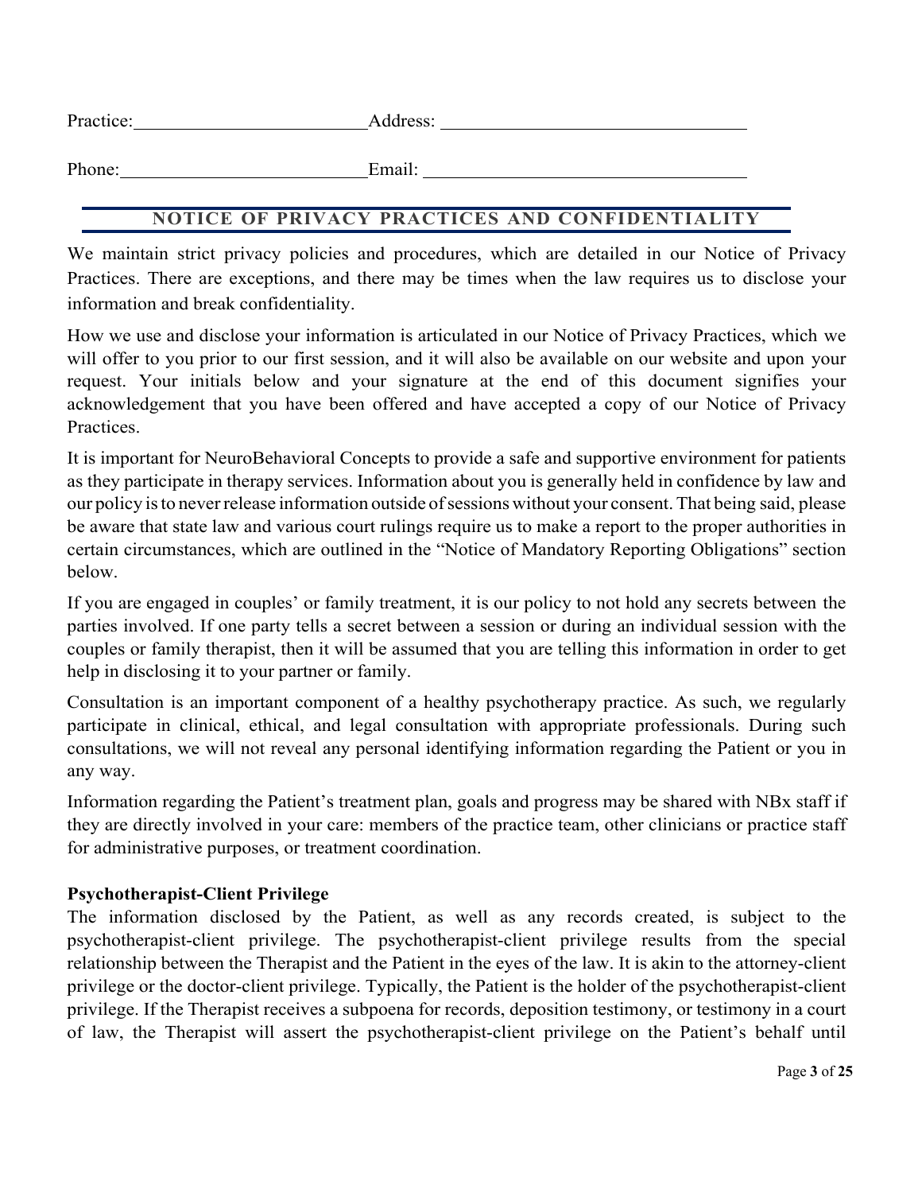Practice:\_\_\_\_\_\_\_\_\_\_\_\_\_\_\_\_\_\_\_\_\_\_\_\_\_\_ Address: \_\_\_\_\_\_\_\_\_\_\_\_\_\_\_\_\_\_\_\_\_\_\_\_\_\_\_\_\_\_\_\_\_\_\_

Phone:\_\_\_\_\_\_\_\_\_\_\_\_\_\_\_\_\_\_\_\_\_\_\_\_\_\_\_\_ Email: \_\_\_\_\_\_\_\_\_\_\_\_\_\_\_\_\_\_\_\_\_\_\_\_\_\_\_\_\_\_\_\_\_\_\_\_\_

## NOTICE OF PRIVACY PRACTICES AND CONFIDENTIALITY

We maintain strict privacy policies and procedures, which are detailed in our Notice of Privacy Practices. There are exceptions, and there may be times when the law requires us to disclose your information and break confidentiality.

How we use and disclose your information is articulated in our Notice of Privacy Practices, which we will offer to you prior to our first session, and it will also be available on our website and upon your request. Your initials below and your signature at the end of this document signifies your acknowledgement that you have been offered and have accepted a copy of our Notice of Privacy Practices.

It is important for NeuroBehavioral Concepts to provide a safe and supportive environment for patients as they participate in therapy services. Information about you is generally held in confidence by law and our policy is to never release information outside of sessions without your consent. That being said, please be aware that state law and various court rulings require us to make a report to the proper authorities in certain circumstances, which are outlined in the "Notice of Mandatory Reporting Obligations" section below.

If you are engaged in couples' or family treatment, it is our policy to not hold any secrets between the parties involved. If one party tells a secret between a session or during an individual session with the couples or family therapist, then it will be assumed that you are telling this information in order to get help in disclosing it to your partner or family.

Consultation is an important component of a healthy psychotherapy practice. As such, we regularly participate in clinical, ethical, and legal consultation with appropriate professionals. During such consultations, we will not reveal any personal identifying information regarding the Patient or you in any way.

Information regarding the Patient's treatment plan, goals and progress may be shared with NBx staff if they are directly involved in your care: members of the practice team, other clinicians or practice staff for administrative purposes, or treatment coordination.

**Psychotherapist-Client Privilege**

The information disclosed by the Patient, as well as any records created, is subject to the psychotherapist-client privilege. The psychotherapist-client privilege results from the special relationship between the Therapist and the Patient in the eyes of the law. It is akin to the attorney-client privilege or the doctor-client privilege. Typically, the Patient is the holder of the psychotherapist-client privilege. If the Therapist receives a subpoena for records, deposition testimony, or testimony in a court of law, the Therapist will assert the psychotherapist-client privilege on the Patient's behalf until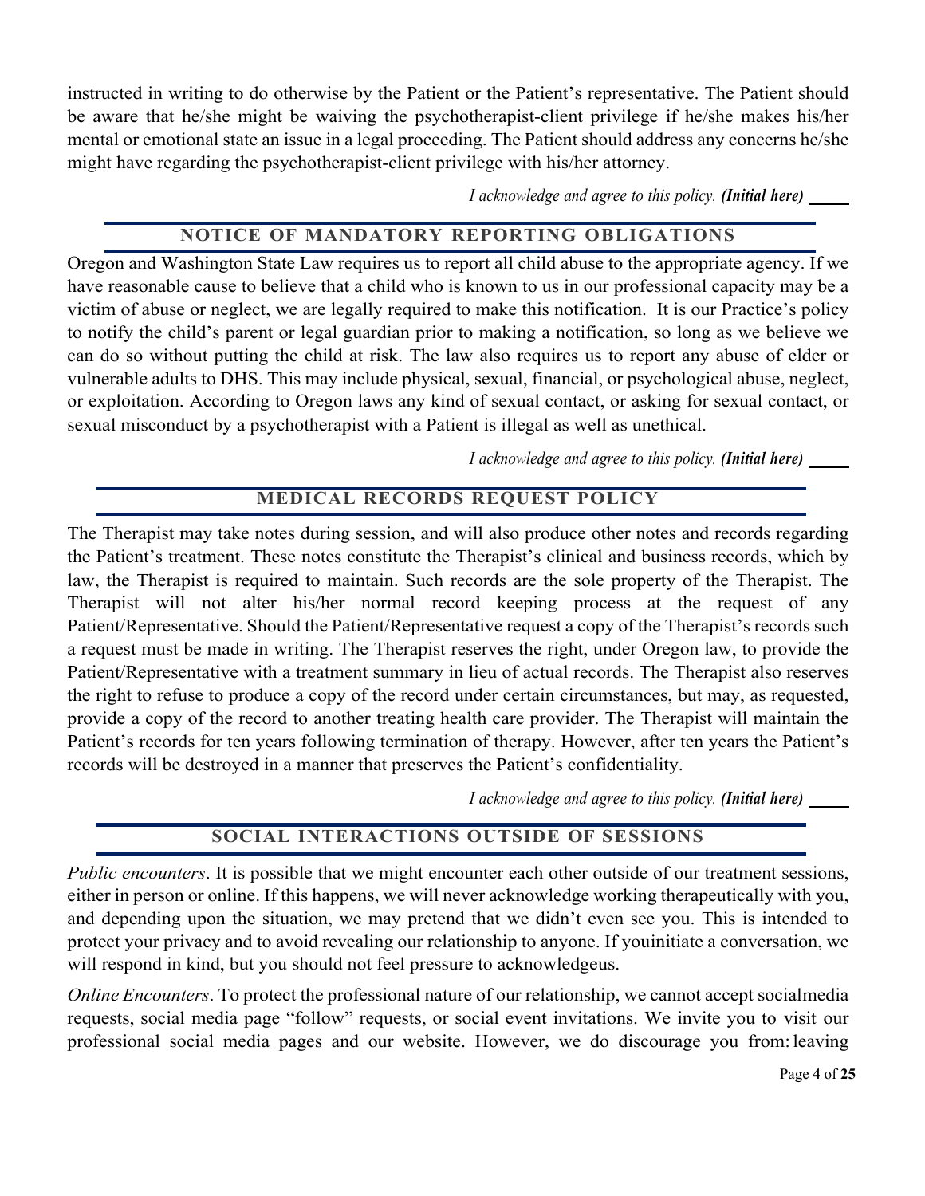instructed in writing to do otherwise by the Patient or the Patient's representative. The Patient should be aware that he/she might be waiving the psychotherapist-client privilege if he/she makes his/her mental or emotional state an issue in a legal proceeding. The Patient should address any concerns he/she might have regarding the psychotherapist-client privilege with his/her attorney.

*I acknowledge and agree to this policy.* ***(Initial here)*** _____

## NOTICE OF MANDATORY REPORTING OBLIGATIONS

Oregon and Washington State Law requires us to report all child abuse to the appropriate agency. If we have reasonable cause to believe that a child who is known to us in our professional capacity may be a victim of abuse or neglect, we are legally required to make this notification. It is our Practice's policy to notify the child's parent or legal guardian prior to making a notification, so long as we believe we can do so without putting the child at risk. The law also requires us to report any abuse of elder or vulnerable adults to DHS. This may include physical, sexual, financial, or psychological abuse, neglect, or exploitation. According to Oregon laws any kind of sexual contact, or asking for sexual contact, or sexual misconduct by a psychotherapist with a Patient is illegal as well as unethical.

*I acknowledge and agree to this policy.* ***(Initial here)*** _____

## MEDICAL RECORDS REQUEST POLICY

The Therapist may take notes during session, and will also produce other notes and records regarding the Patient's treatment. These notes constitute the Therapist's clinical and business records, which by law, the Therapist is required to maintain. Such records are the sole property of the Therapist. The Therapist will not alter his/her normal record keeping process at the request of any Patient/Representative. Should the Patient/Representative request a copy of the Therapist's records such a request must be made in writing. The Therapist reserves the right, under Oregon law, to provide the Patient/Representative with a treatment summary in lieu of actual records. The Therapist also reserves the right to refuse to produce a copy of the record under certain circumstances, but may, as requested, provide a copy of the record to another treating health care provider. The Therapist will maintain the Patient's records for ten years following termination of therapy. However, after ten years the Patient's records will be destroyed in a manner that preserves the Patient's confidentiality.

*I acknowledge and agree to this policy.* ***(Initial here)*** _____

## SOCIAL INTERACTIONS OUTSIDE OF SESSIONS

*Public encounters*. It is possible that we might encounter each other outside of our treatment sessions, either in person or online. If this happens, we will never acknowledge working therapeutically with you, and depending upon the situation, we may pretend that we didn't even see you. This is intended to protect your privacy and to avoid revealing our relationship to anyone. If youinitiate a conversation, we will respond in kind, but you should not feel pressure to acknowledgeus.

*Online Encounters*. To protect the professional nature of our relationship, we cannot accept socialmedia requests, social media page "follow" requests, or social event invitations. We invite you to visit our professional social media pages and our website. However, we do discourage you from: leaving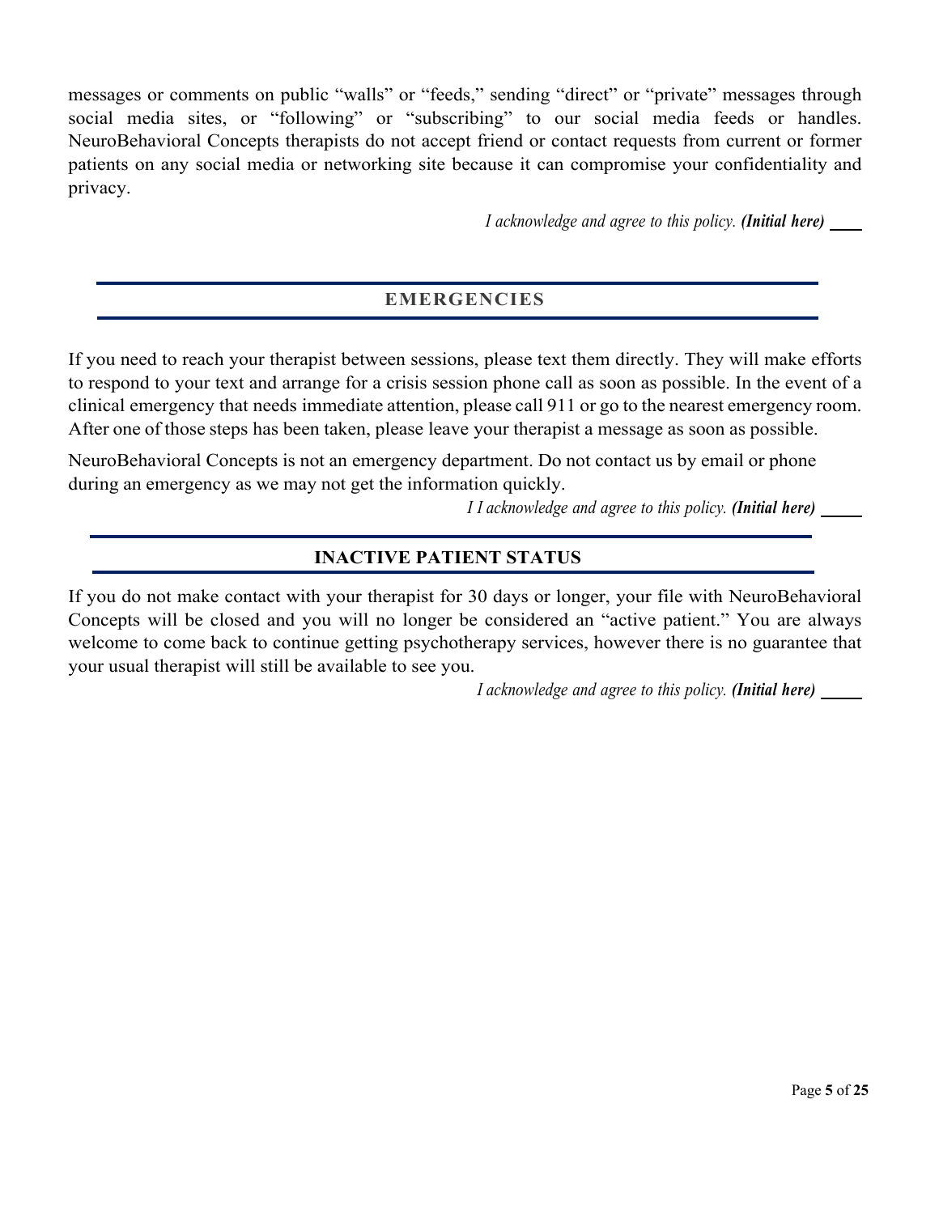messages or comments on public "walls" or "feeds," sending "direct" or "private" messages through social media sites, or "following" or "subscribing" to our social media feeds or handles. NeuroBehavioral Concepts therapists do not accept friend or contact requests from current or former patients on any social media or networking site because it can compromise your confidentiality and privacy.

*I acknowledge and agree to this policy.* ***(Initial here)*** ____

## EMERGENCIES

If you need to reach your therapist between sessions, please text them directly. They will make efforts to respond to your text and arrange for a crisis session phone call as soon as possible. In the event of a clinical emergency that needs immediate attention, please call 911 or go to the nearest emergency room. After one of those steps has been taken, please leave your therapist a message as soon as possible.

NeuroBehavioral Concepts is not an emergency department. Do not contact us by email or phone during an emergency as we may not get the information quickly.

*I I acknowledge and agree to this policy.* ***(Initial here)*** _____

## INACTIVE PATIENT STATUS

If you do not make contact with your therapist for 30 days or longer, your file with NeuroBehavioral Concepts will be closed and you will no longer be considered an "active patient." You are always welcome to come back to continue getting psychotherapy services, however there is no guarantee that your usual therapist will still be available to see you.

*I acknowledge and agree to this policy.* ***(Initial here)*** _____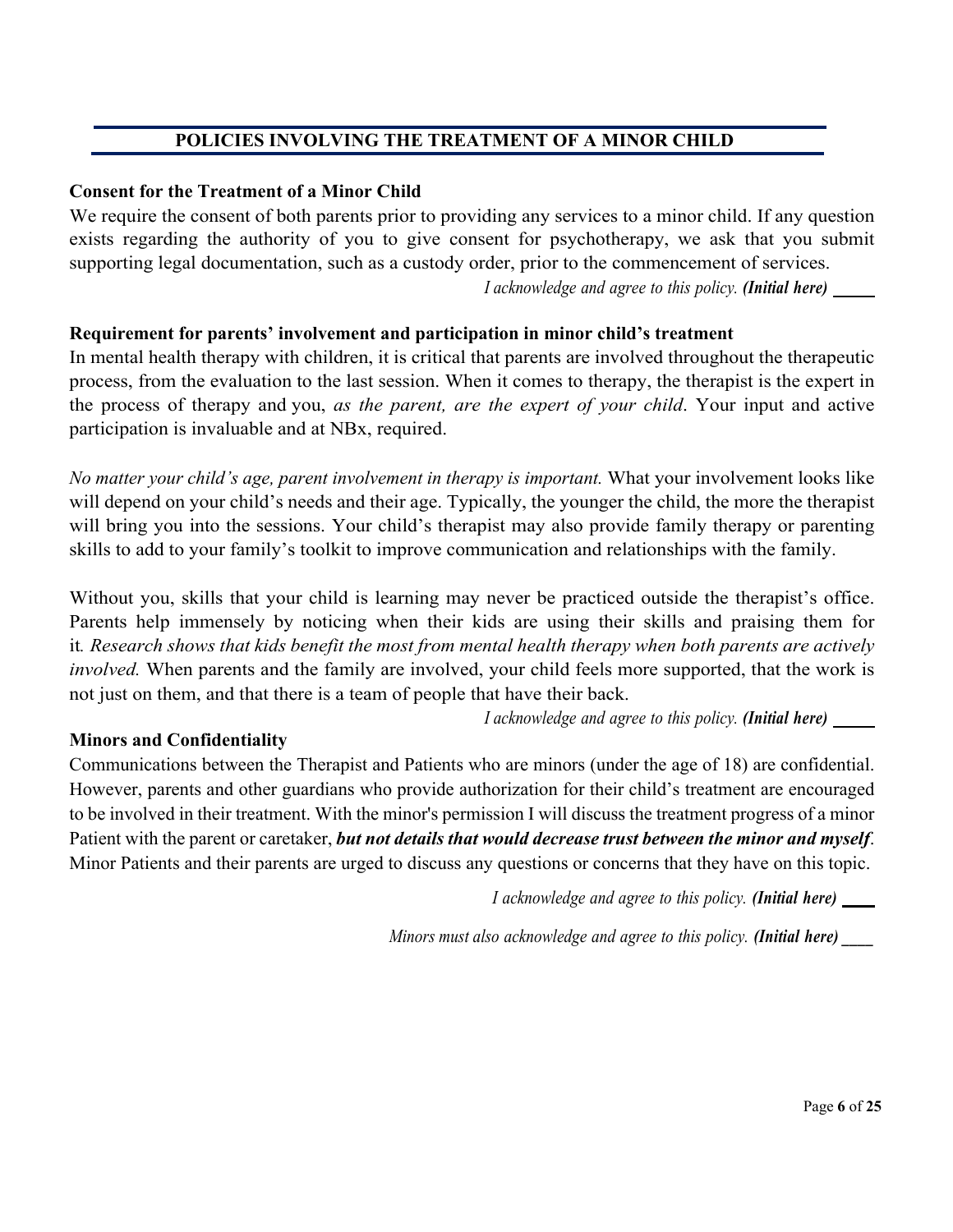## POLICIES INVOLVING THE TREATMENT OF A MINOR CHILD

**Consent for the Treatment of a Minor Child**

We require the consent of both parents prior to providing any services to a minor child. If any question exists regarding the authority of you to give consent for psychotherapy, we ask that you submit supporting legal documentation, such as a custody order, prior to the commencement of services.

*I acknowledge and agree to this policy.* ***(Initial here)*** _____

**Requirement for parents' involvement and participation in minor child's treatment**

In mental health therapy with children, it is critical that parents are involved throughout the therapeutic process, from the evaluation to the last session. When it comes to therapy, the therapist is the expert in the process of therapy and you, *as the parent, are the expert of your child*. Your input and active participation is invaluable and at NBx, required.

*No matter your child's age, parent involvement in therapy is important.* What your involvement looks like will depend on your child's needs and their age. Typically, the younger the child, the more the therapist will bring you into the sessions. Your child's therapist may also provide family therapy or parenting skills to add to your family's toolkit to improve communication and relationships with the family.

Without you, skills that your child is learning may never be practiced outside the therapist's office. Parents help immensely by noticing when their kids are using their skills and praising them for it*. Research shows that kids benefit the most from mental health therapy when both parents are actively involved.* When parents and the family are involved, your child feels more supported, that the work is not just on them, and that there is a team of people that have their back.

*I acknowledge and agree to this policy.* ***(Initial here)*** _____

**Minors and Confidentiality**

Communications between the Therapist and Patients who are minors (under the age of 18) are confidential. However, parents and other guardians who provide authorization for their child's treatment are encouraged to be involved in their treatment. With the minor's permission I will discuss the treatment progress of a minor Patient with the parent or caretaker, ***but not details that would decrease trust between the minor and myself***. Minor Patients and their parents are urged to discuss any questions or concerns that they have on this topic.

*I acknowledge and agree to this policy.* ***(Initial here)*** ____

*Minors must also acknowledge and agree to this policy.* ***(Initial here)*** ____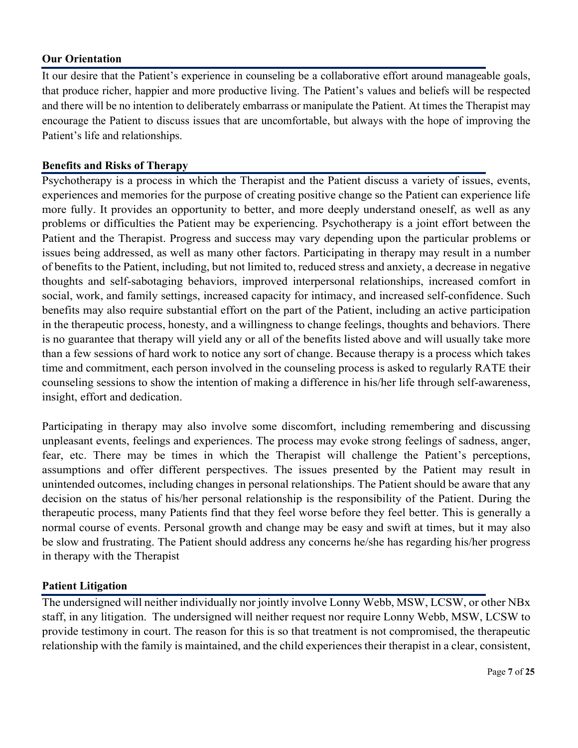## Our Orientation

It our desire that the Patient's experience in counseling be a collaborative effort around manageable goals, that produce richer, happier and more productive living. The Patient's values and beliefs will be respected and there will be no intention to deliberately embarrass or manipulate the Patient. At times the Therapist may encourage the Patient to discuss issues that are uncomfortable, but always with the hope of improving the Patient's life and relationships.

## Benefits and Risks of Therapy

Psychotherapy is a process in which the Therapist and the Patient discuss a variety of issues, events, experiences and memories for the purpose of creating positive change so the Patient can experience life more fully. It provides an opportunity to better, and more deeply understand oneself, as well as any problems or difficulties the Patient may be experiencing. Psychotherapy is a joint effort between the Patient and the Therapist. Progress and success may vary depending upon the particular problems or issues being addressed, as well as many other factors. Participating in therapy may result in a number of benefits to the Patient, including, but not limited to, reduced stress and anxiety, a decrease in negative thoughts and self-sabotaging behaviors, improved interpersonal relationships, increased comfort in social, work, and family settings, increased capacity for intimacy, and increased self-confidence. Such benefits may also require substantial effort on the part of the Patient, including an active participation in the therapeutic process, honesty, and a willingness to change feelings, thoughts and behaviors. There is no guarantee that therapy will yield any or all of the benefits listed above and will usually take more than a few sessions of hard work to notice any sort of change. Because therapy is a process which takes time and commitment, each person involved in the counseling process is asked to regularly RATE their counseling sessions to show the intention of making a difference in his/her life through self-awareness, insight, effort and dedication.

Participating in therapy may also involve some discomfort, including remembering and discussing unpleasant events, feelings and experiences. The process may evoke strong feelings of sadness, anger, fear, etc. There may be times in which the Therapist will challenge the Patient's perceptions, assumptions and offer different perspectives. The issues presented by the Patient may result in unintended outcomes, including changes in personal relationships. The Patient should be aware that any decision on the status of his/her personal relationship is the responsibility of the Patient. During the therapeutic process, many Patients find that they feel worse before they feel better. This is generally a normal course of events. Personal growth and change may be easy and swift at times, but it may also be slow and frustrating. The Patient should address any concerns he/she has regarding his/her progress in therapy with the Therapist

## Patient Litigation

The undersigned will neither individually nor jointly involve Lonny Webb, MSW, LCSW, or other NBx staff, in any litigation. The undersigned will neither request nor require Lonny Webb, MSW, LCSW to provide testimony in court. The reason for this is so that treatment is not compromised, the therapeutic relationship with the family is maintained, and the child experiences their therapist in a clear, consistent,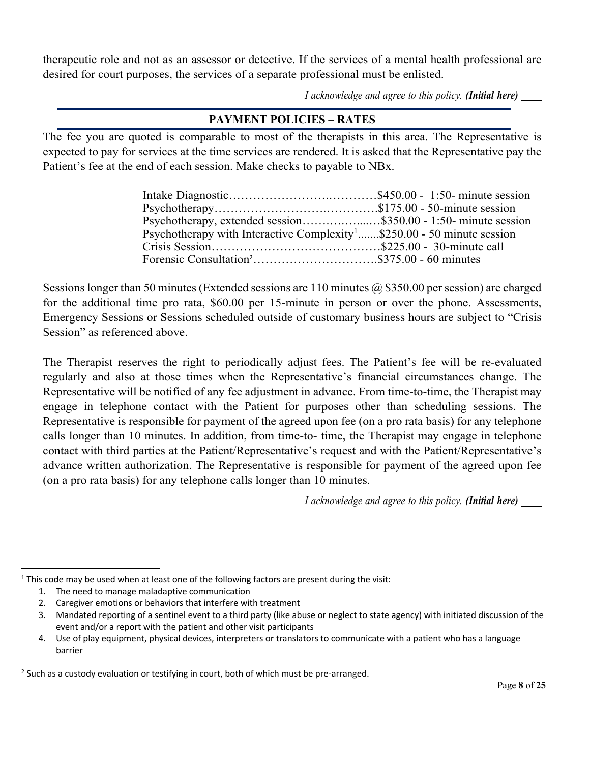therapeutic role and not as an assessor or detective. If the services of a mental health professional are desired for court purposes, the services of a separate professional must be enlisted.

*I acknowledge and agree to this policy.* ***(Initial here)*** ____

## PAYMENT POLICIES – RATES

The fee you are quoted is comparable to most of the therapists in this area. The Representative is expected to pay for services at the time services are rendered. It is asked that the Representative pay the Patient's fee at the end of each session. Make checks to payable to NBx.

Intake Diagnostic………………………..…………$450.00 - 1:50- minute session
Psychotherapy……………………….…………..$175.00 - 50-minute session
Psychotherapy, extended session……….……...…$350.00 - 1:50- minute session
Psychotherapy with Interactive Complexity[1].......$250.00 - 50 minute session
Crisis Session……………………………………$225.00 - 30-minute call
Forensic Consultation[2]………………………….$375.00 - 60 minutes

Sessions longer than 50 minutes (Extended sessions are 110 minutes @ $350.00 per session) are charged for the additional time pro rata, $60.00 per 15-minute in person or over the phone. Assessments, Emergency Sessions or Sessions scheduled outside of customary business hours are subject to "Crisis Session" as referenced above.

The Therapist reserves the right to periodically adjust fees. The Patient's fee will be re-evaluated regularly and also at those times when the Representative's financial circumstances change. The Representative will be notified of any fee adjustment in advance. From time-to-time, the Therapist may engage in telephone contact with the Patient for purposes other than scheduling sessions. The Representative is responsible for payment of the agreed upon fee (on a pro rata basis) for any telephone calls longer than 10 minutes. In addition, from time-to- time, the Therapist may engage in telephone contact with third parties at the Patient/Representative's request and with the Patient/Representative's advance written authorization. The Representative is responsible for payment of the agreed upon fee (on a pro rata basis) for any telephone calls longer than 10 minutes.

*I acknowledge and agree to this policy.* ***(Initial here)*** ____

---

[1] This code may be used when at least one of the following factors are present during the visit:

1. The need to manage maladaptive communication
2. Caregiver emotions or behaviors that interfere with treatment
3. Mandated reporting of a sentinel event to a third party (like abuse or neglect to state agency) with initiated discussion of the event and/or a report with the patient and other visit participants
4. Use of play equipment, physical devices, interpreters or translators to communicate with a patient who has a language barrier

[2] Such as a custody evaluation or testifying in court, both of which must be pre-arranged.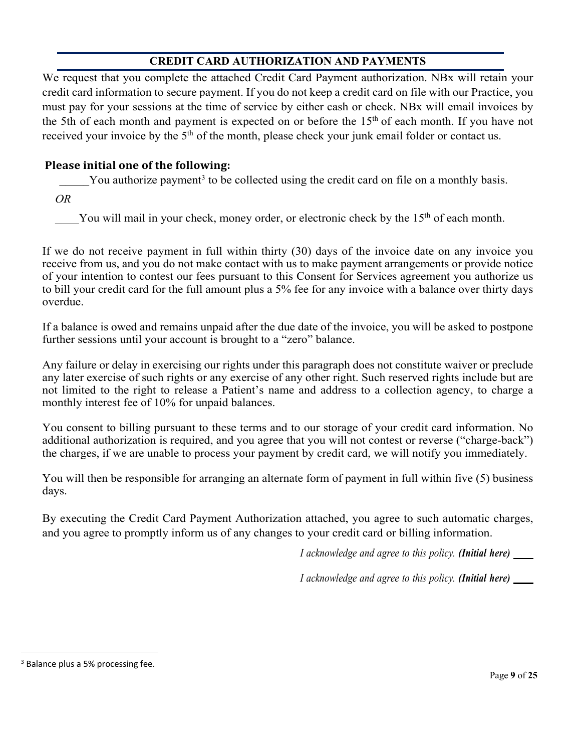## CREDIT CARD AUTHORIZATION AND PAYMENTS

We request that you complete the attached Credit Card Payment authorization. NBx will retain your credit card information to secure payment. If you do not keep a credit card on file with our Practice, you must pay for your sessions at the time of service by either cash or check. NBx will email invoices by the 5th of each month and payment is expected on or before the 15th of each month. If you have not received your invoice by the 5th of the month, please check your junk email folder or contact us.

**Please initial one of the following:**

_____You authorize payment[3] to be collected using the credit card on file on a monthly basis.

*OR*

____You will mail in your check, money order, or electronic check by the 15th of each month.

If we do not receive payment in full within thirty (30) days of the invoice date on any invoice you receive from us, and you do not make contact with us to make payment arrangements or provide notice of your intention to contest our fees pursuant to this Consent for Services agreement you authorize us to bill your credit card for the full amount plus a 5% fee for any invoice with a balance over thirty days overdue.

If a balance is owed and remains unpaid after the due date of the invoice, you will be asked to postpone further sessions until your account is brought to a "zero" balance.

Any failure or delay in exercising our rights under this paragraph does not constitute waiver or preclude any later exercise of such rights or any exercise of any other right. Such reserved rights include but are not limited to the right to release a Patient's name and address to a collection agency, to charge a monthly interest fee of 10% for unpaid balances.

You consent to billing pursuant to these terms and to our storage of your credit card information. No additional authorization is required, and you agree that you will not contest or reverse ("charge-back") the charges, if we are unable to process your payment by credit card, we will notify you immediately.

You will then be responsible for arranging an alternate form of payment in full within five (5) business days.

By executing the Credit Card Payment Authorization attached, you agree to such automatic charges, and you agree to promptly inform us of any changes to your credit card or billing information.

*I acknowledge and agree to this policy.* ***(Initial here)*** ____

*I acknowledge and agree to this policy.* ***(Initial here)*** ____

[3] Balance plus a 5% processing fee.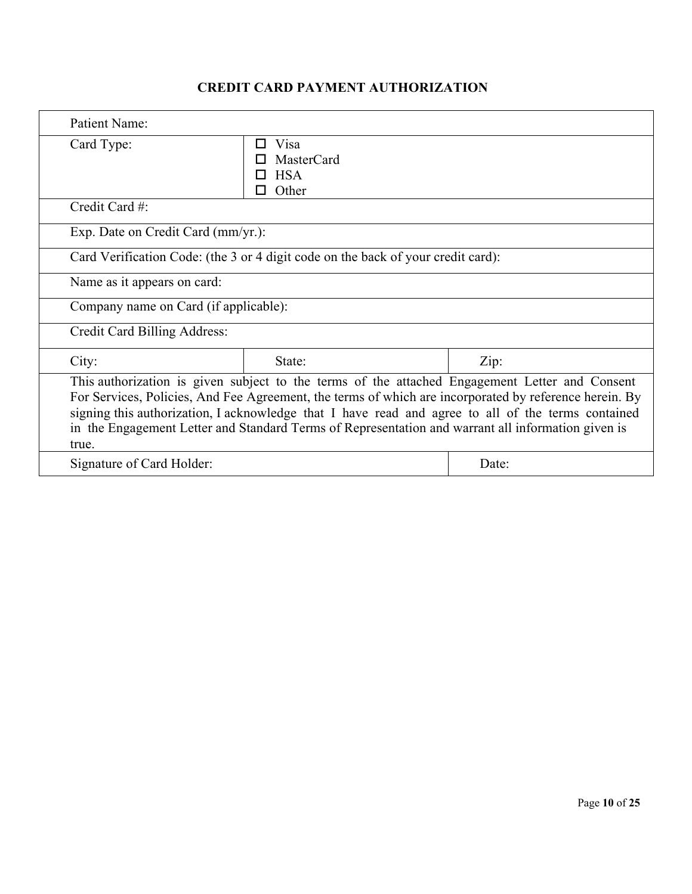# CREDIT CARD PAYMENT AUTHORIZATION

| Patient Name: | | |
|---|---|---|
| Card Type: | ☐ Visa<br>☐ MasterCard<br>☐ HSA<br>☐ Other | |
| Credit Card #: | | |
| Exp. Date on Credit Card (mm/yr.): | | |
| Card Verification Code: (the 3 or 4 digit code on the back of your credit card): | | |
| Name as it appears on card: | | |
| Company name on Card (if applicable): | | |
| Credit Card Billing Address: | | |
| City: | State: | Zip: |
| This authorization is given subject to the terms of the attached Engagement Letter and Consent For Services, Policies, And Fee Agreement, the terms of which are incorporated by reference herein. By signing this authorization, I acknowledge that I have read and agree to all of the terms contained in the Engagement Letter and Standard Terms of Representation and warrant all information given is true. | | |
| Signature of Card Holder: | | Date: |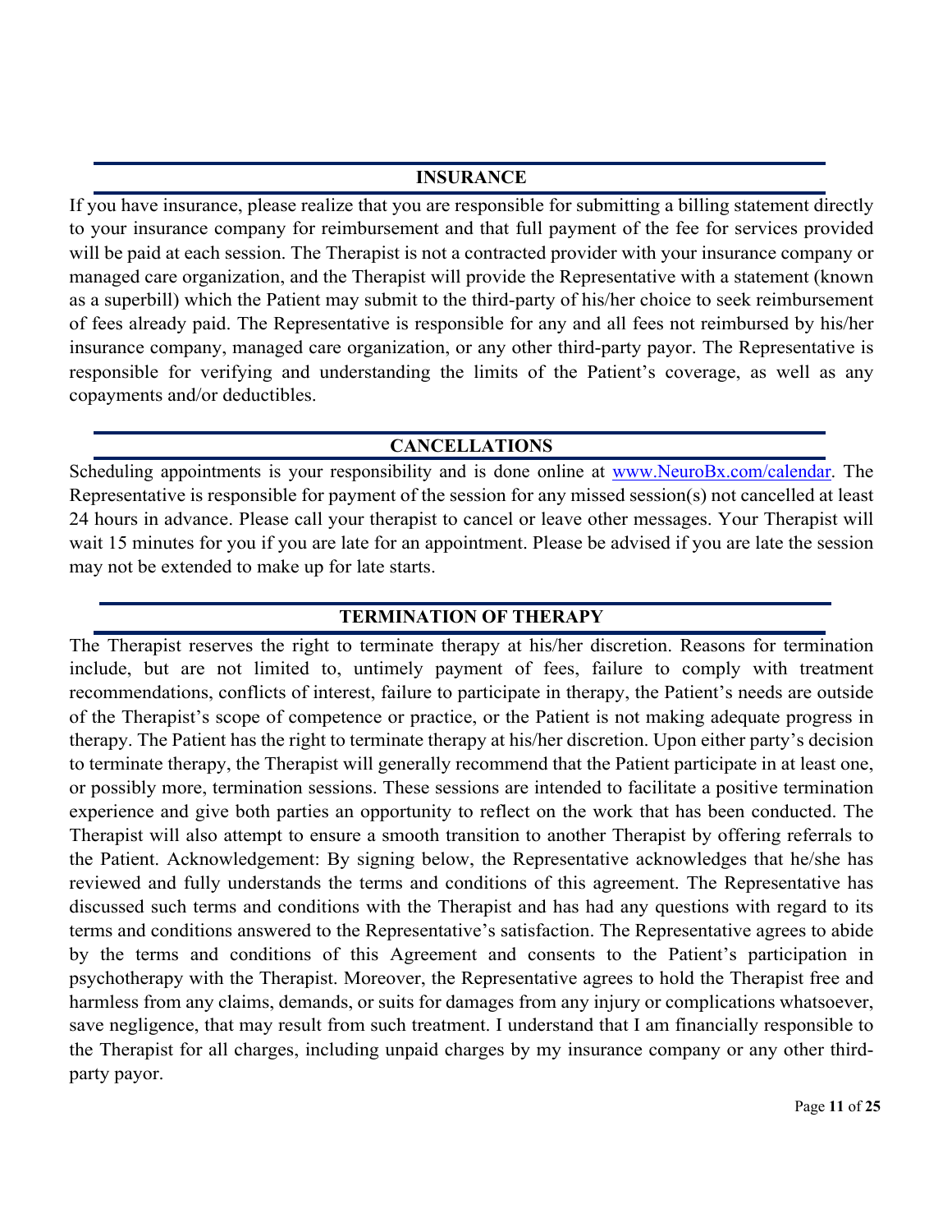## INSURANCE

If you have insurance, please realize that you are responsible for submitting a billing statement directly to your insurance company for reimbursement and that full payment of the fee for services provided will be paid at each session. The Therapist is not a contracted provider with your insurance company or managed care organization, and the Therapist will provide the Representative with a statement (known as a superbill) which the Patient may submit to the third-party of his/her choice to seek reimbursement of fees already paid. The Representative is responsible for any and all fees not reimbursed by his/her insurance company, managed care organization, or any other third-party payor. The Representative is responsible for verifying and understanding the limits of the Patient's coverage, as well as any copayments and/or deductibles.

## CANCELLATIONS

Scheduling appointments is your responsibility and is done online at [www.NeuroBx.com/calendar](www.NeuroBx.com/calendar). The Representative is responsible for payment of the session for any missed session(s) not cancelled at least 24 hours in advance. Please call your therapist to cancel or leave other messages. Your Therapist will wait 15 minutes for you if you are late for an appointment. Please be advised if you are late the session may not be extended to make up for late starts.

## TERMINATION OF THERAPY

The Therapist reserves the right to terminate therapy at his/her discretion. Reasons for termination include, but are not limited to, untimely payment of fees, failure to comply with treatment recommendations, conflicts of interest, failure to participate in therapy, the Patient's needs are outside of the Therapist's scope of competence or practice, or the Patient is not making adequate progress in therapy. The Patient has the right to terminate therapy at his/her discretion. Upon either party's decision to terminate therapy, the Therapist will generally recommend that the Patient participate in at least one, or possibly more, termination sessions. These sessions are intended to facilitate a positive termination experience and give both parties an opportunity to reflect on the work that has been conducted. The Therapist will also attempt to ensure a smooth transition to another Therapist by offering referrals to the Patient. Acknowledgement: By signing below, the Representative acknowledges that he/she has reviewed and fully understands the terms and conditions of this agreement. The Representative has discussed such terms and conditions with the Therapist and has had any questions with regard to its terms and conditions answered to the Representative's satisfaction. The Representative agrees to abide by the terms and conditions of this Agreement and consents to the Patient's participation in psychotherapy with the Therapist. Moreover, the Representative agrees to hold the Therapist free and harmless from any claims, demands, or suits for damages from any injury or complications whatsoever, save negligence, that may result from such treatment. I understand that I am financially responsible to the Therapist for all charges, including unpaid charges by my insurance company or any other third-party payor.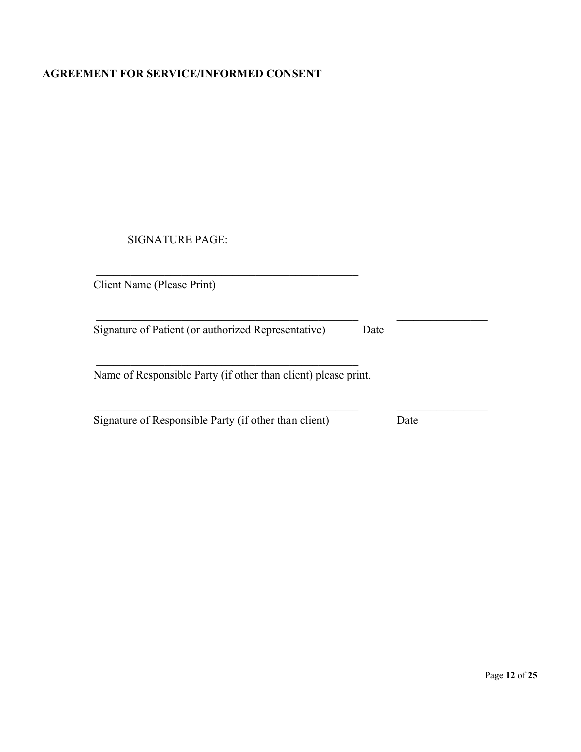**AGREEMENT FOR SERVICE/INFORMED CONSENT**

SIGNATURE PAGE:

_________________________________________________
Client Name (Please Print)

_________________________________________________ ________________
Signature of Patient (or authorized Representative) Date

_________________________________________________
Name of Responsible Party (if other than client) please print.

_________________________________________________ ________________
Signature of Responsible Party (if other than client) Date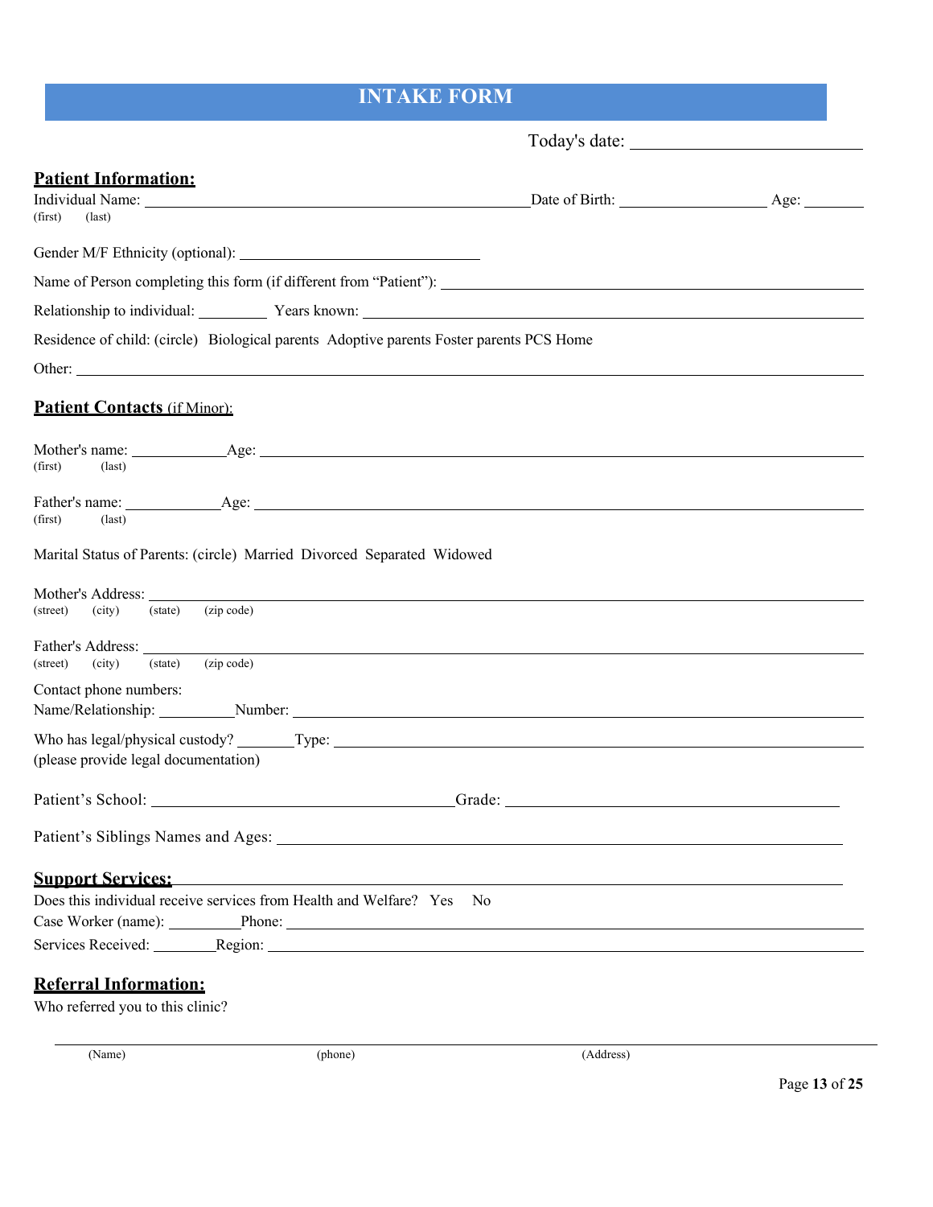# INTAKE FORM

Today's date: ___________________________

## Patient Information:

Individual Name: ____________________________________________________ Date of Birth: ____________________ Age: ________
(first) (last)

Gender M/F Ethnicity (optional): ________________________________

Name of Person completing this form (if different from "Patient"): ____________________________________________

Relationship to individual: _________ Years known: ____________________________________________

Residence of child: (circle) Biological parents Adoptive parents Foster parents PCS Home

Other: ________________________________________________________________________________________

## Patient Contacts (if Minor):

Mother's name: ____________ Age: ____________________________________________
(first) (last)

Father's name: ____________ Age: ____________________________________________
(first) (last)

Marital Status of Parents: (circle) Married Divorced Separated Widowed

Mother's Address: ____________________________________________________________________________
(street) (city) (state) (zip code)

Father's Address: ____________________________________________________________________________
(street) (city) (state) (zip code)

Contact phone numbers:
Name/Relationship: __________ Number: ____________________________________________

Who has legal/physical custody? _______ Type: ____________________________________________
(please provide legal documentation)

Patient's School: ______________________________________ Grade: ____________________________________________

Patient's Siblings Names and Ages: ____________________________________________________________

## Support Services:

Does this individual receive services from Health and Welfare? Yes No
Case Worker (name): __________ Phone: ____________________________________________
Services Received: ________ Region: ____________________________________________

## Referral Information:

Who referred you to this clinic?

________________________________________________________________________________________
(Name) (phone) (Address)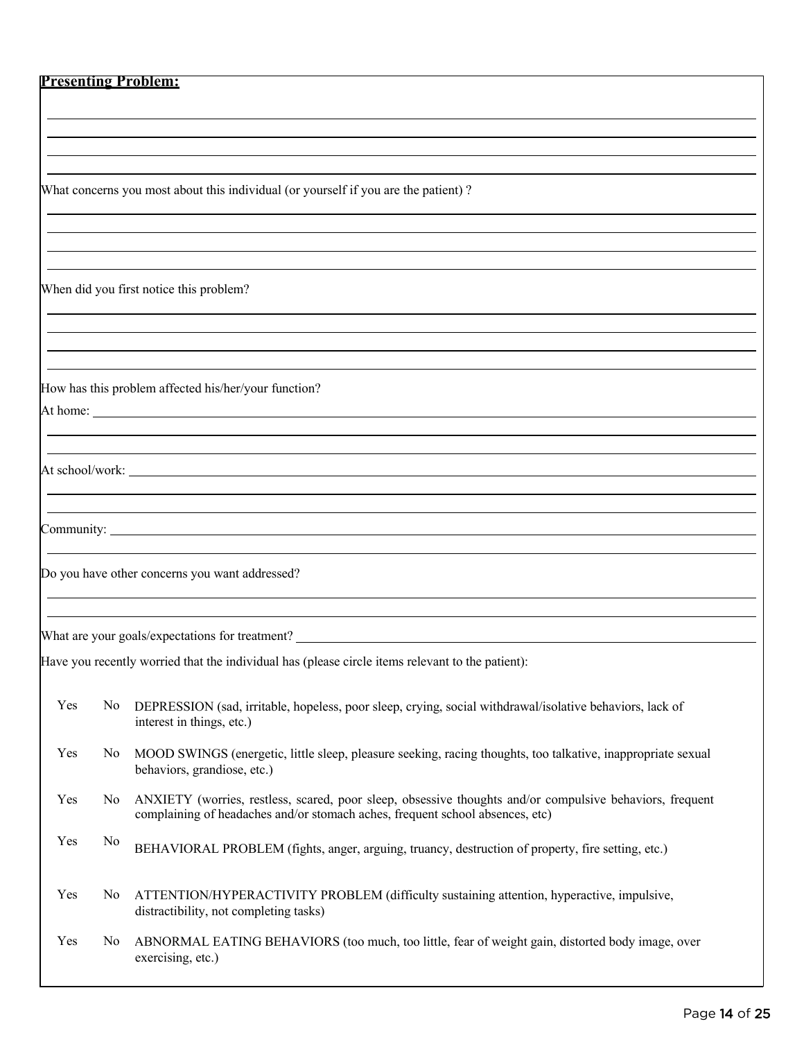**Presenting Problem:**

What concerns you most about this individual (or yourself if you are the patient) ?

When did you first notice this problem?

How has this problem affected his/her/your function?

At home:

At school/work:

Community:

Do you have other concerns you want addressed?

What are your goals/expectations for treatment?

Have you recently worried that the individual has (please circle items relevant to the patient):

| | | |
|---|---|---|
| Yes | No | DEPRESSION (sad, irritable, hopeless, poor sleep, crying, social withdrawal/isolative behaviors, lack of interest in things, etc.) |
| Yes | No | MOOD SWINGS (energetic, little sleep, pleasure seeking, racing thoughts, too talkative, inappropriate sexual behaviors, grandiose, etc.) |
| Yes | No | ANXIETY (worries, restless, scared, poor sleep, obsessive thoughts and/or compulsive behaviors, frequent complaining of headaches and/or stomach aches, frequent school absences, etc) |
| Yes | No | BEHAVIORAL PROBLEM (fights, anger, arguing, truancy, destruction of property, fire setting, etc.) |
| Yes | No | ATTENTION/HYPERACTIVITY PROBLEM (difficulty sustaining attention, hyperactive, impulsive, distractibility, not completing tasks) |
| Yes | No | ABNORMAL EATING BEHAVIORS (too much, too little, fear of weight gain, distorted body image, over exercising, etc.) |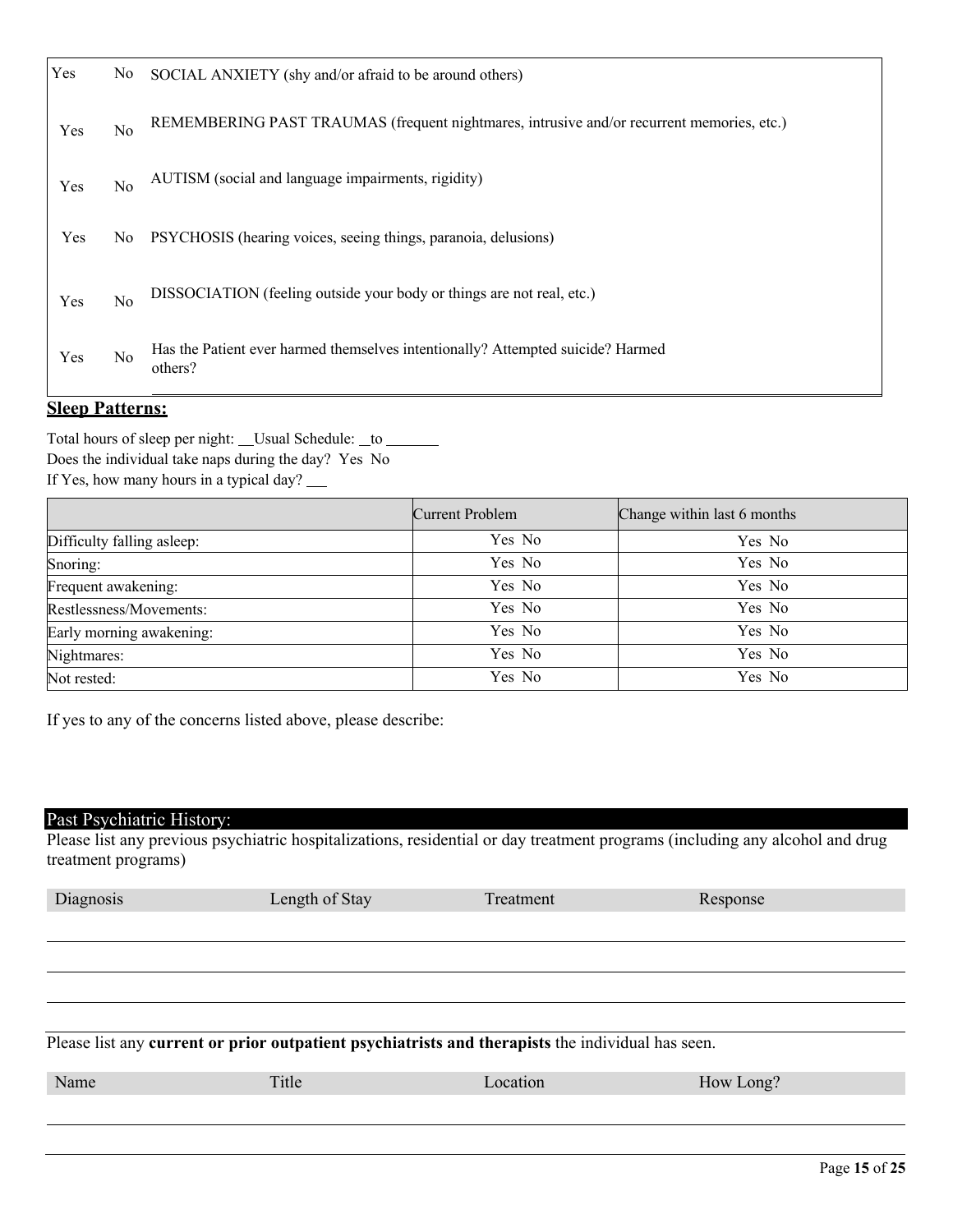| | | |
|---|---|---|
| Yes | No | SOCIAL ANXIETY (shy and/or afraid to be around others) |
| Yes | No | REMEMBERING PAST TRAUMAS (frequent nightmares, intrusive and/or recurrent memories, etc.) |
| Yes | No | AUTISM (social and language impairments, rigidity) |
| Yes | No | PSYCHOSIS (hearing voices, seeing things, paranoia, delusions) |
| Yes | No | DISSOCIATION (feeling outside your body or things are not real, etc.) |
| Yes | No | Has the Patient ever harmed themselves intentionally? Attempted suicide? Harmed others? |

## **Sleep Patterns:**

Total hours of sleep per night: __Usual Schedule: _to _______

Does the individual take naps during the day? Yes No

If Yes, how many hours in a typical day? ___

| | Current Problem | Change within last 6 months |
|---|---|---|
| Difficulty falling asleep: | Yes No | Yes No |
| Snoring: | Yes No | Yes No |
| Frequent awakening: | Yes No | Yes No |
| Restlessness/Movements: | Yes No | Yes No |
| Early morning awakening: | Yes No | Yes No |
| Nightmares: | Yes No | Yes No |
| Not rested: | Yes No | Yes No |

If yes to any of the concerns listed above, please describe:

## Past Psychiatric History:

Please list any previous psychiatric hospitalizations, residential or day treatment programs (including any alcohol and drug treatment programs)

| Diagnosis | Length of Stay | Treatment | Response |
|---|---|---|---|
| | | | |
| | | | |
| | | | |

Please list any **current or prior outpatient psychiatrists and therapists** the individual has seen.

| Name | Title | Location | How Long? |
|---|---|---|---|
| | | | |
| | | | |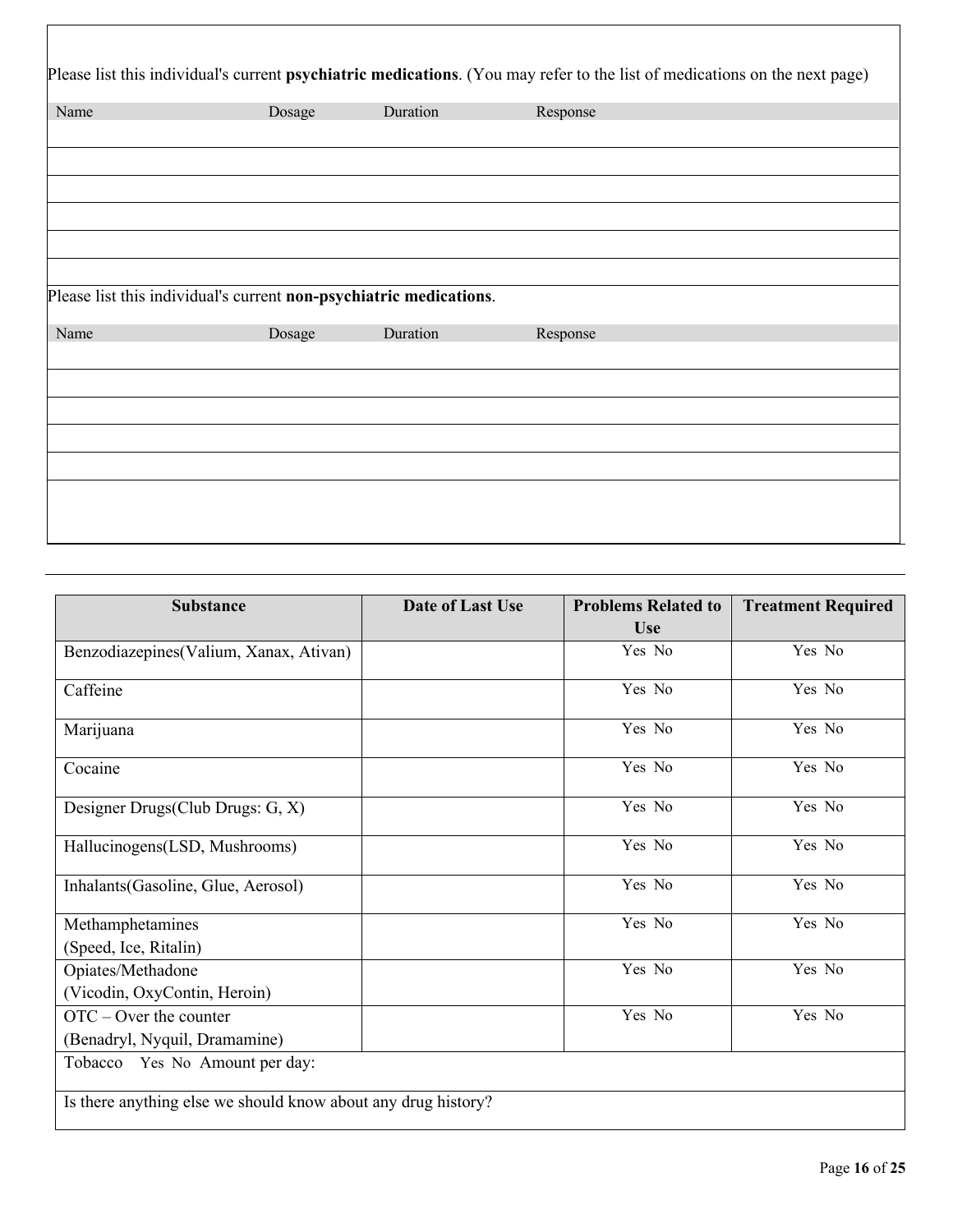Please list this individual's current **psychiatric medications**. (You may refer to the list of medications on the next page)

| Name | Dosage | Duration | Response |
|---|---|---|---|
| | | | |
| | | | |
| | | | |
| | | | |
| | | | |
| | | | |

Please list this individual's current **non-psychiatric medications**.

| Name | Dosage | Duration | Response |
|---|---|---|---|
| | | | |
| | | | |
| | | | |
| | | | |
| | | | |
| | | | |

| Substance | Date of Last Use | Problems Related to Use | Treatment Required |
|---|---|---|---|
| Benzodiazepines(Valium, Xanax, Ativan) | | Yes No | Yes No |
| Caffeine | | Yes No | Yes No |
| Marijuana | | Yes No | Yes No |
| Cocaine | | Yes No | Yes No |
| Designer Drugs(Club Drugs: G, X) | | Yes No | Yes No |
| Hallucinogens(LSD, Mushrooms) | | Yes No | Yes No |
| Inhalants(Gasoline, Glue, Aerosol) | | Yes No | Yes No |
| Methamphetamines (Speed, Ice, Ritalin) | | Yes No | Yes No |
| Opiates/Methadone (Vicodin, OxyContin, Heroin) | | Yes No | Yes No |
| OTC – Over the counter (Benadryl, Nyquil, Dramamine) | | Yes No | Yes No |
| Tobacco Yes No Amount per day: | | | |
| Is there anything else we should know about any drug history? | | | |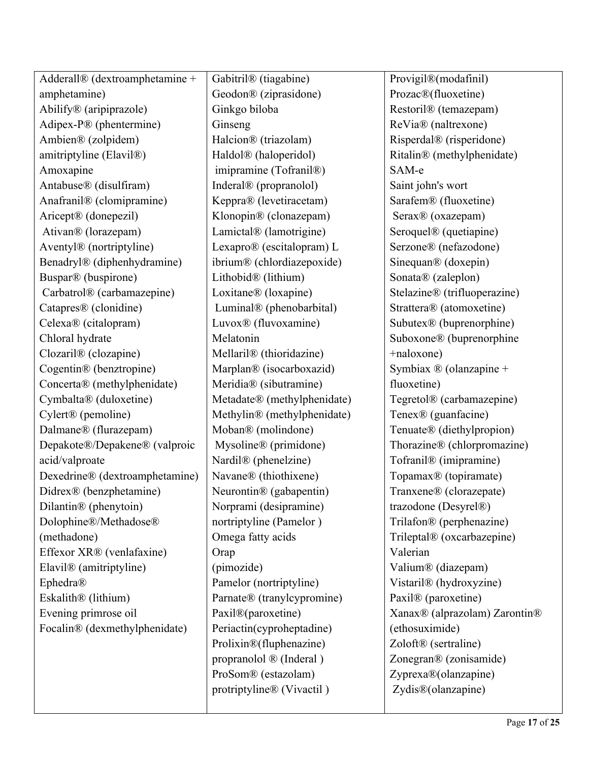| | | |
|---|---|---|
| Adderall® (dextroamphetamine + amphetamine)<br>Abilify® (aripiprazole)<br>Adipex-P® (phentermine)<br>Ambien® (zolpidem)<br>amitriptyline (Elavil®)<br>Amoxapine<br>Antabuse® (disulfiram)<br>Anafranil® (clomipramine)<br>Aricept® (donepezil)<br>Ativan® (lorazepam)<br>Aventyl® (nortriptyline)<br>Benadryl® (diphenhydramine)<br>Buspar® (buspirone)<br>Carbatrol® (carbamazepine)<br>Catapres® (clonidine)<br>Celexa® (citalopram)<br>Chloral hydrate<br>Clozaril® (clozapine)<br>Cogentin® (benztropine)<br>Concerta® (methylphenidate)<br>Cymbalta® (duloxetine)<br>Cylert® (pemoline)<br>Dalmane® (flurazepam)<br>Depakote®/Depakene® (valproic acid/valproate<br>Dexedrine® (dextroamphetamine)<br>Didrex® (benzphetamine)<br>Dilantin® (phenytoin)<br>Dolophine®/Methadose® (methadone)<br>Effexor XR® (venlafaxine)<br>Elavil® (amitriptyline)<br>Ephedra®<br>Eskalith® (lithium)<br>Evening primrose oil<br>Focalin® (dexmethylphenidate) | Gabitril® (tiagabine)<br>Geodon® (ziprasidone)<br>Ginkgo biloba<br>Ginseng<br>Halcion® (triazolam)<br>Haldol® (haloperidol)<br>imipramine (Tofranil®)<br>Inderal® (propranolol)<br>Keppra® (levetiracetam)<br>Klonopin® (clonazepam)<br>Lamictal® (lamotrigine)<br>Lexapro® (escitalopram) L ibrium® (chlordiazepoxide)<br>Lithobid® (lithium)<br>Loxitane® (loxapine)<br>Luminal® (phenobarbital)<br>Luvox® (fluvoxamine)<br>Melatonin<br>Mellaril® (thioridazine)<br>Marplan® (isocarboxazid)<br>Meridia® (sibutramine)<br>Metadate® (methylphenidate)<br>Methylin® (methylphenidate)<br>Moban® (molindone)<br>Mysoline® (primidone)<br>Nardil® (phenelzine)<br>Navane® (thiothixene)<br>Neurontin® (gabapentin)<br>Norprami (desipramine)<br>nortriptyline (Pamelor )<br>Omega fatty acids<br>Orap<br>(pimozide)<br>Pamelor (nortriptyline)<br>Parnate® (tranylcypromine)<br>Paxil®(paroxetine)<br>Periactin(cyproheptadine)<br>Prolixin®(fluphenazine)<br>propranolol ® (Inderal )<br>ProSom® (estazolam)<br>protriptyline® (Vivactil ) | Provigil®(modafinil)<br>Prozac®(fluoxetine)<br>Restoril® (temazepam)<br>ReVia® (naltrexone)<br>Risperdal® (risperidone)<br>Ritalin® (methylphenidate)<br>SAM-e<br>Saint john's wort<br>Sarafem® (fluoxetine)<br>Serax® (oxazepam)<br>Seroquel® (quetiapine)<br>Serzone® (nefazodone)<br>Sinequan® (doxepin)<br>Sonata® (zaleplon)<br>Stelazine® (trifluoperazine)<br>Strattera® (atomoxetine)<br>Subutex® (buprenorphine)<br>Suboxone® (buprenorphine +naloxone)<br>Symbiax ® (olanzapine + fluoxetine)<br>Tegretol® (carbamazepine)<br>Tenex® (guanfacine)<br>Tenuate® (diethylpropion)<br>Thorazine® (chlorpromazine)<br>Tofranil® (imipramine)<br>Topamax® (topiramate)<br>Tranxene® (clorazepate)<br>trazodone (Desyrel®)<br>Trilafon® (perphenazine)<br>Trileptal® (oxcarbazepine)<br>Valerian<br>Valium® (diazepam)<br>Vistaril® (hydroxyzine)<br>Paxil® (paroxetine)<br>Xanax® (alprazolam) Zarontin® (ethosuximide)<br>Zoloft® (sertraline)<br>Zonegran® (zonisamide)<br>Zyprexa®(olanzapine)<br>Zydis®(olanzapine) |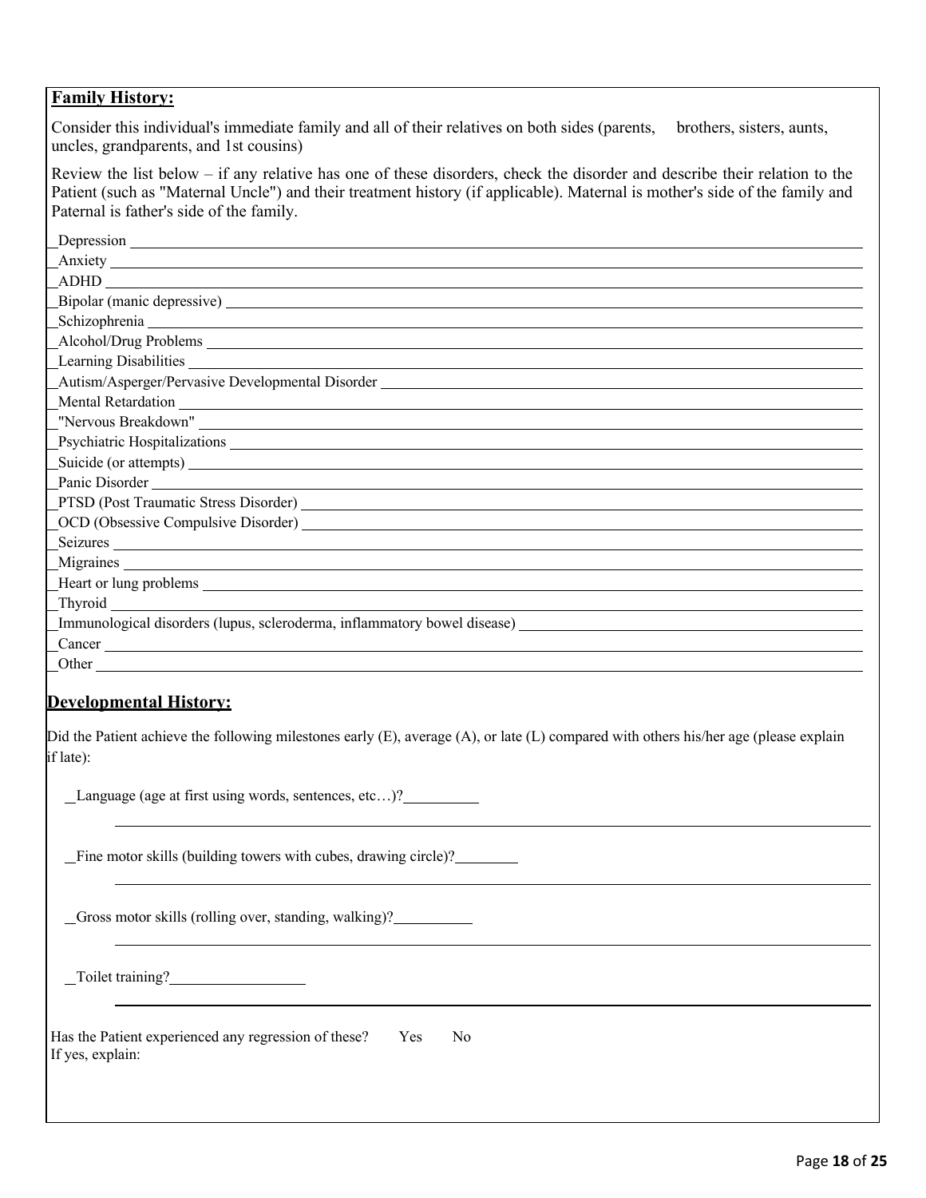## Family History:

Consider this individual's immediate family and all of their relatives on both sides (parents, brothers, sisters, aunts, uncles, grandparents, and 1st cousins)

Review the list below – if any relative has one of these disorders, check the disorder and describe their relation to the Patient (such as "Maternal Uncle") and their treatment history (if applicable). Maternal is mother's side of the family and Paternal is father's side of the family.

_Depression ____________________

_Anxiety ____________________

_ADHD ____________________

_Bipolar (manic depressive) ____________________

_Schizophrenia ____________________

_Alcohol/Drug Problems ____________________

_Learning Disabilities ____________________

_Autism/Asperger/Pervasive Developmental Disorder ____________________

_Mental Retardation ____________________

_"Nervous Breakdown" ____________________

_Psychiatric Hospitalizations ____________________

_Suicide (or attempts) ____________________

_Panic Disorder ____________________

_PTSD (Post Traumatic Stress Disorder) ____________________

_OCD (Obsessive Compulsive Disorder) ____________________

_Seizures ____________________

_Migraines ____________________

_Heart or lung problems ____________________

_Thyroid ____________________

_Immunological disorders (lupus, scleroderma, inflammatory bowel disease) ____________________

_Cancer ____________________

_Other ____________________

## Developmental History:

Did the Patient achieve the following milestones early (E), average (A), or late (L) compared with others his/her age (please explain if late):

_Language (age at first using words, sentences, etc…)? __________

____________________

_Fine motor skills (building towers with cubes, drawing circle)? __________

____________________

_Gross motor skills (rolling over, standing, walking)? __________

____________________

_Toilet training? __________

____________________

Has the Patient experienced any regression of these? Yes No

If yes, explain: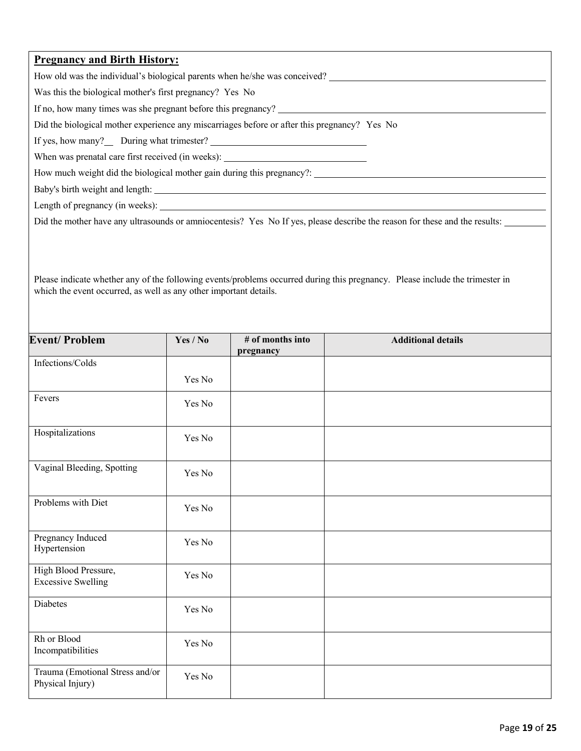**Pregnancy and Birth History:**

How old was the individual's biological parents when he/she was conceived? ______________________________

Was this the biological mother's first pregnancy? Yes No

If no, how many times was she pregnant before this pregnancy? ______________________________

Did the biological mother experience any miscarriages before or after this pregnancy? Yes No

If yes, how many? ___ During what trimester? ______________________________

When was prenatal care first received (in weeks): ______________________________

How much weight did the biological mother gain during this pregnancy?: ______________________________

Baby's birth weight and length: ______________________________

Length of pregnancy (in weeks): ______________________________

Did the mother have any ultrasounds or amniocentesis? Yes No If yes, please describe the reason for these and the results: __________

Please indicate whether any of the following events/problems occurred during this pregnancy. Please include the trimester in which the event occurred, as well as any other important details.

| Event/ Problem | Yes / No | # of months into pregnancy | Additional details |
|---|---|---|---|
| Infections/Colds | Yes No | | |
| Fevers | Yes No | | |
| Hospitalizations | Yes No | | |
| Vaginal Bleeding, Spotting | Yes No | | |
| Problems with Diet | Yes No | | |
| Pregnancy Induced Hypertension | Yes No | | |
| High Blood Pressure, Excessive Swelling | Yes No | | |
| Diabetes | Yes No | | |
| Rh or Blood Incompatibilities | Yes No | | |
| Trauma (Emotional Stress and/or Physical Injury) | Yes No | | |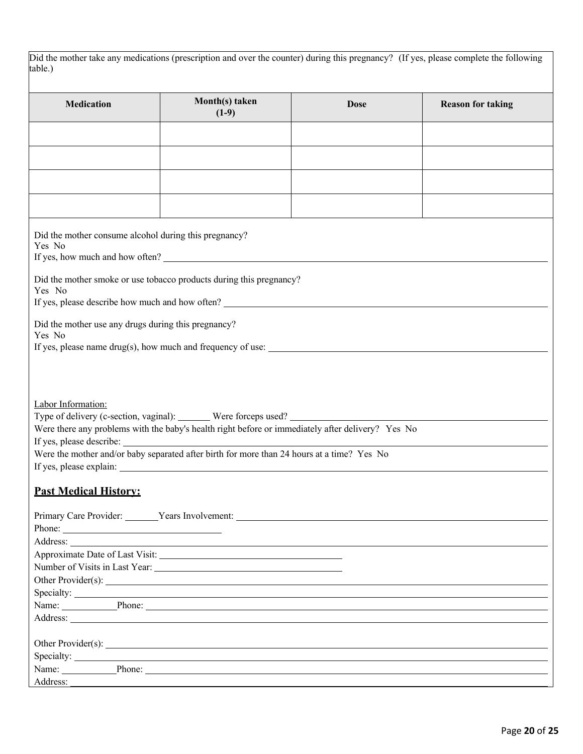Did the mother take any medications (prescription and over the counter) during this pregnancy? (If yes, please complete the following table.)

| Medication | Month(s) taken (1-9) | Dose | Reason for taking |
|---|---|---|---|
| | | | |
| | | | |
| | | | |
| | | | |

Did the mother consume alcohol during this pregnancy?
Yes No
If yes, how much and how often? ______________________________

Did the mother smoke or use tobacco products during this pregnancy?
Yes No
If yes, please describe how much and how often? ______________________________

Did the mother use any drugs during this pregnancy?
Yes No
If yes, please name drug(s), how much and frequency of use: ______________________________

Labor Information:
Type of delivery (c-section, vaginal): _______ Were forceps used? ______________________________
Were there any problems with the baby's health right before or immediately after delivery? Yes No
If yes, please describe: ______________________________
Were the mother and/or baby separated after birth for more than 24 hours at a time? Yes No
If yes, please explain: ______________________________

## **Past Medical History:**

Primary Care Provider: _______ Years Involvement: ______________________________
Phone: ______________________________
Address: ______________________________
Approximate Date of Last Visit: ______________________________
Number of Visits in Last Year: ______________________________
Other Provider(s): ______________________________
Specialty: ______________________________
Name: ___________ Phone: ______________________________
Address: ______________________________

Other Provider(s): ______________________________
Specialty: ______________________________
Name: ___________ Phone: ______________________________
Address: ______________________________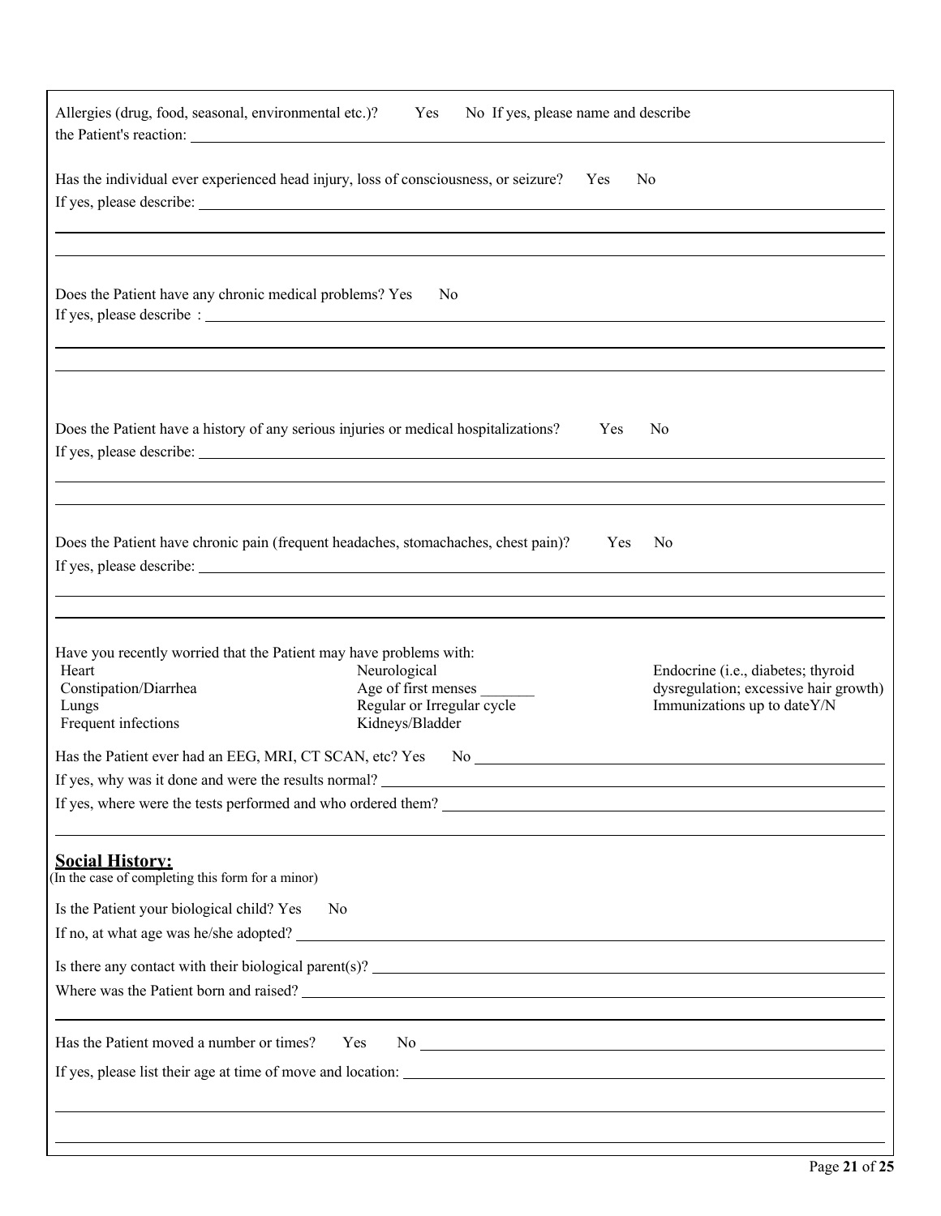Allergies (drug, food, seasonal, environmental etc.)? Yes No If yes, please name and describe the Patient's reaction: \_\_\_\_\_\_\_\_\_\_

Has the individual ever experienced head injury, loss of consciousness, or seizure? Yes No

If yes, please describe: \_\_\_\_\_\_\_\_\_\_

Does the Patient have any chronic medical problems? Yes No

If yes, please describe : \_\_\_\_\_\_\_\_\_\_

Does the Patient have a history of any serious injuries or medical hospitalizations? Yes No

If yes, please describe: \_\_\_\_\_\_\_\_\_\_

Does the Patient have chronic pain (frequent headaches, stomachaches, chest pain)? Yes No

If yes, please describe: \_\_\_\_\_\_\_\_\_\_

Have you recently worried that the Patient may have problems with:

| | | |
|---|---|---|
| Heart | Neurological | Endocrine (i.e., diabetes; thyroid dysregulation; excessive hair growth) |
| Constipation/Diarrhea | Age of first menses \_\_\_\_\_\_\_ | |
| Lungs | Regular or Irregular cycle | Immunizations up to dateY/N |
| Frequent infections | Kidneys/Bladder | |

Has the Patient ever had an EEG, MRI, CT SCAN, etc? Yes No \_\_\_\_\_\_\_\_\_\_

If yes, why was it done and were the results normal? \_\_\_\_\_\_\_\_\_\_

If yes, where were the tests performed and who ordered them? \_\_\_\_\_\_\_\_\_\_

## Social History:

(In the case of completing this form for a minor)

Is the Patient your biological child? Yes No

If no, at what age was he/she adopted? \_\_\_\_\_\_\_\_\_\_

Is there any contact with their biological parent(s)? \_\_\_\_\_\_\_\_\_\_

Where was the Patient born and raised? \_\_\_\_\_\_\_\_\_\_

Has the Patient moved a number or times? Yes No \_\_\_\_\_\_\_\_\_\_

If yes, please list their age at time of move and location: \_\_\_\_\_\_\_\_\_\_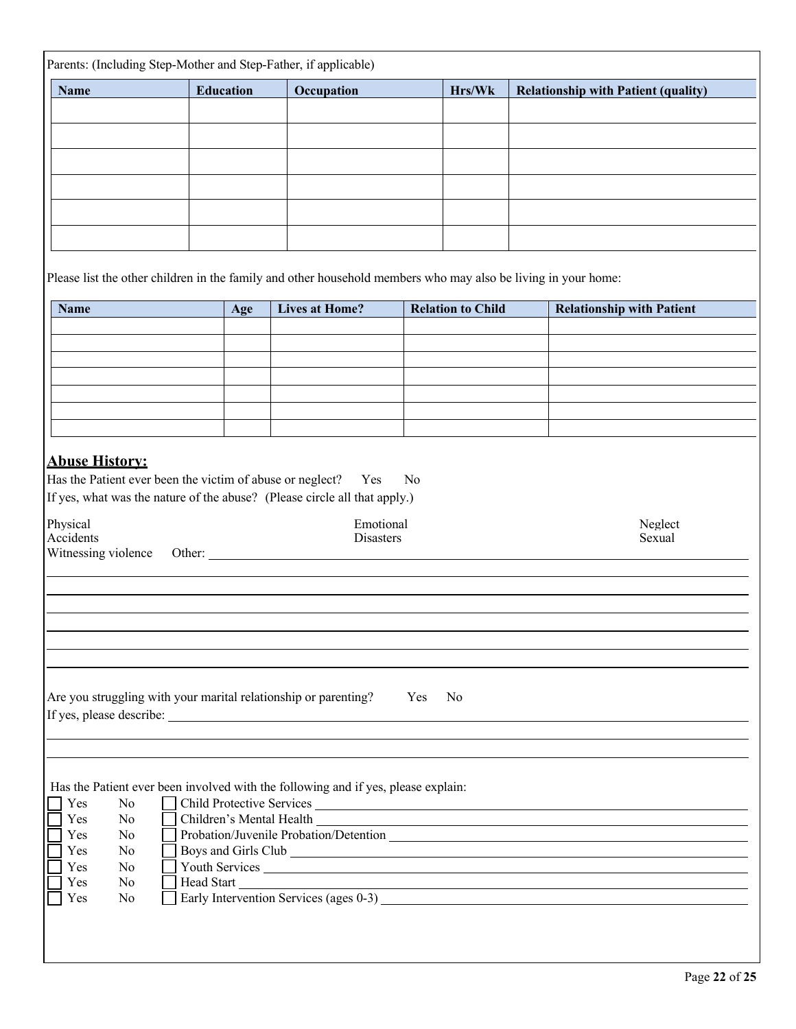Parents: (Including Step-Mother and Step-Father, if applicable)

| Name | Education | Occupation | Hrs/Wk | Relationship with Patient (quality) |
| --- | --- | --- | --- | --- |
| | | | | |
| | | | | |
| | | | | |
| | | | | |
| | | | | |
| | | | | |

Please list the other children in the family and other household members who may also be living in your home:

| Name | Age | Lives at Home? | Relation to Child | Relationship with Patient |
| --- | --- | --- | --- | --- |
| | | | | |
| | | | | |
| | | | | |
| | | | | |
| | | | | |
| | | | | |
| | | | | |

## Abuse History:

Has the Patient ever been the victim of abuse or neglect? Yes No

If yes, what was the nature of the abuse? (Please circle all that apply.)

Physical Emotional Neglect

Accidents Disasters Sexual

Witnessing violence Other: ______________________________________________

______________________________________________

______________________________________________

______________________________________________

______________________________________________

______________________________________________

______________________________________________

Are you struggling with your marital relationship or parenting? Yes No

If yes, please describe: ______________________________________________

______________________________________________

______________________________________________

Has the Patient ever been involved with the following and if yes, please explain:

- ☐ Yes No ☐ Child Protective Services ______________________________________________
- ☐ Yes No ☐ Children's Mental Health ______________________________________________
- ☐ Yes No ☐ Probation/Juvenile Probation/Detention ______________________________________________
- ☐ Yes No ☐ Boys and Girls Club ______________________________________________
- ☐ Yes No ☐ Youth Services ______________________________________________
- ☐ Yes No ☐ Head Start ______________________________________________
- ☐ Yes No ☐ Early Intervention Services (ages 0-3) ______________________________________________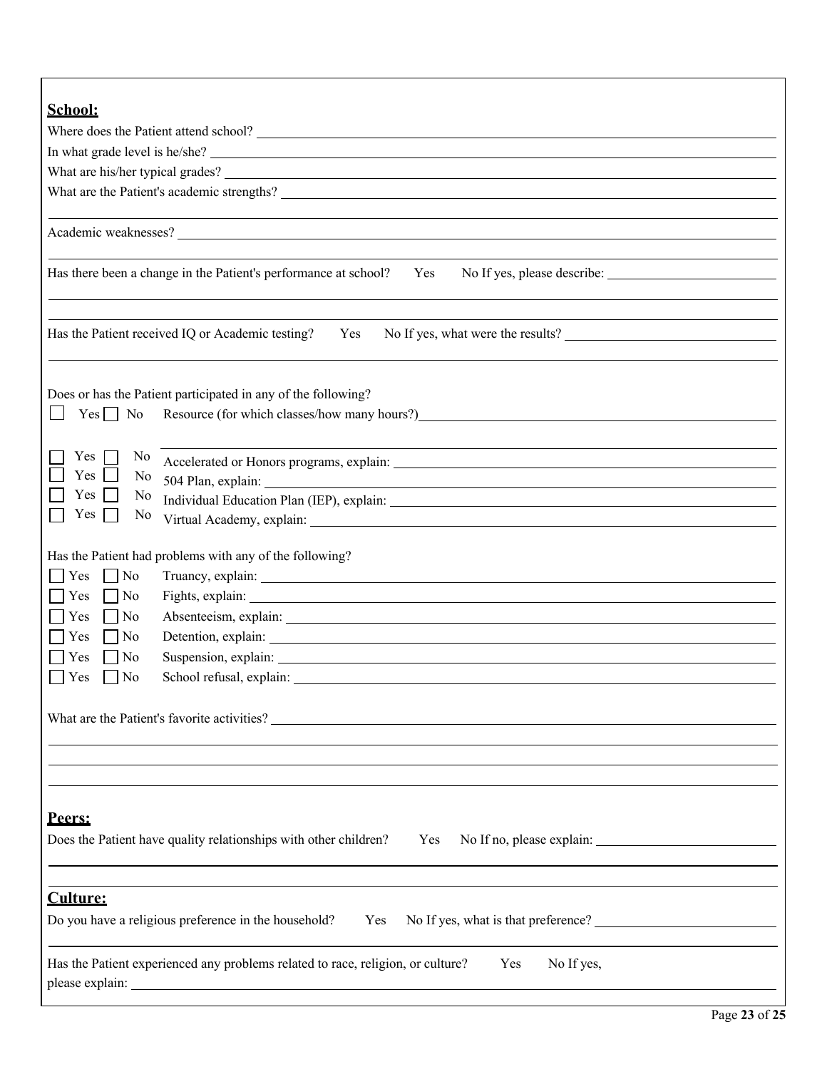**School:**

Where does the Patient attend school? \_\_\_\_\_\_\_\_\_\_\_\_\_\_\_\_\_\_\_\_

In what grade level is he/she? \_\_\_\_\_\_\_\_\_\_\_\_\_\_\_\_\_\_\_\_

What are his/her typical grades? \_\_\_\_\_\_\_\_\_\_\_\_\_\_\_\_\_\_\_\_

What are the Patient's academic strengths? \_\_\_\_\_\_\_\_\_\_\_\_\_\_\_\_\_\_\_\_

Academic weaknesses? \_\_\_\_\_\_\_\_\_\_\_\_\_\_\_\_\_\_\_\_

Has there been a change in the Patient's performance at school? Yes No If yes, please describe: \_\_\_\_\_\_\_\_\_\_\_\_\_\_\_\_\_\_\_\_

Has the Patient received IQ or Academic testing? Yes No If yes, what were the results? \_\_\_\_\_\_\_\_\_\_\_\_\_\_\_\_\_\_\_\_

Does or has the Patient participated in any of the following?

- ☐ Yes ☐ No Resource (for which classes/how many hours?) \_\_\_\_\_\_\_\_\_\_\_\_\_\_\_\_\_\_\_\_
- ☐ Yes ☐ No Accelerated or Honors programs, explain: \_\_\_\_\_\_\_\_\_\_\_\_\_\_\_\_\_\_\_\_
- ☐ Yes ☐ No 504 Plan, explain: \_\_\_\_\_\_\_\_\_\_\_\_\_\_\_\_\_\_\_\_
- ☐ Yes ☐ No Individual Education Plan (IEP), explain: \_\_\_\_\_\_\_\_\_\_\_\_\_\_\_\_\_\_\_\_
- ☐ Yes ☐ No Virtual Academy, explain: \_\_\_\_\_\_\_\_\_\_\_\_\_\_\_\_\_\_\_\_

Has the Patient had problems with any of the following?

- ☐ Yes ☐ No Truancy, explain: \_\_\_\_\_\_\_\_\_\_\_\_\_\_\_\_\_\_\_\_
- ☐ Yes ☐ No Fights, explain: \_\_\_\_\_\_\_\_\_\_\_\_\_\_\_\_\_\_\_\_
- ☐ Yes ☐ No Absenteeism, explain: \_\_\_\_\_\_\_\_\_\_\_\_\_\_\_\_\_\_\_\_
- ☐ Yes ☐ No Detention, explain: \_\_\_\_\_\_\_\_\_\_\_\_\_\_\_\_\_\_\_\_
- ☐ Yes ☐ No Suspension, explain: \_\_\_\_\_\_\_\_\_\_\_\_\_\_\_\_\_\_\_\_
- ☐ Yes ☐ No School refusal, explain: \_\_\_\_\_\_\_\_\_\_\_\_\_\_\_\_\_\_\_\_

What are the Patient's favorite activities? \_\_\_\_\_\_\_\_\_\_\_\_\_\_\_\_\_\_\_\_

**Peers:**

Does the Patient have quality relationships with other children? Yes No If no, please explain: \_\_\_\_\_\_\_\_\_\_\_\_\_\_\_\_\_\_\_\_

**Culture:**

Do you have a religious preference in the household? Yes No If yes, what is that preference? \_\_\_\_\_\_\_\_\_\_\_\_\_\_\_\_\_\_\_\_

Has the Patient experienced any problems related to race, religion, or culture? Yes No If yes, please explain: \_\_\_\_\_\_\_\_\_\_\_\_\_\_\_\_\_\_\_\_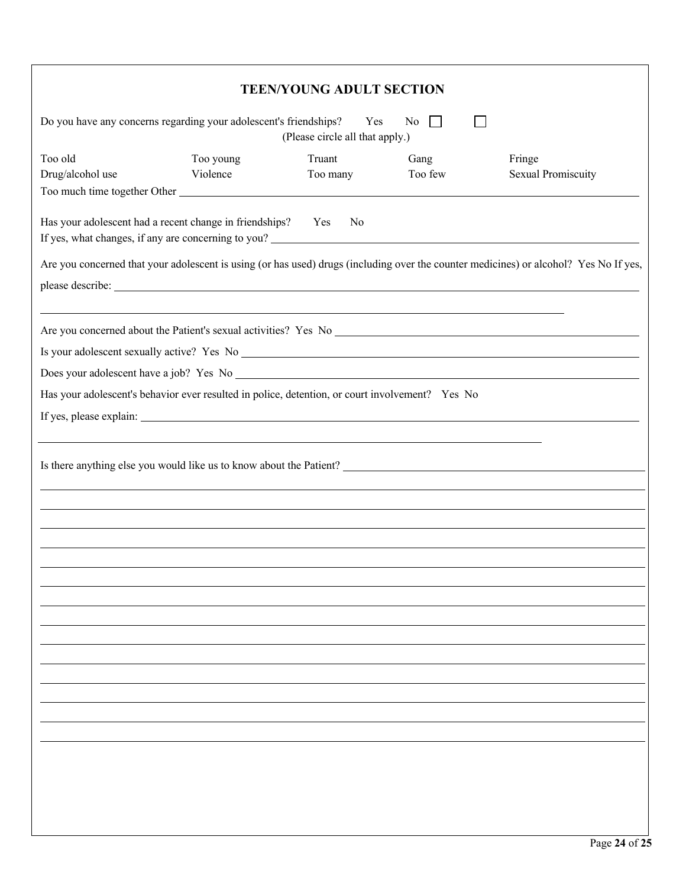## TEEN/YOUNG ADULT SECTION

Do you have any concerns regarding your adolescent's friendships? Yes ☐ No ☐
(Please circle all that apply.)

| | | | | |
|---|---|---|---|---|
| Too old | Too young | Truant | Gang | Fringe |
| Drug/alcohol use | Violence | Too many | Too few | Sexual Promiscuity |

Too much time together Other \_\_\_\_\_\_\_\_\_\_\_\_\_\_\_\_\_\_\_\_\_\_\_\_\_\_\_\_\_\_\_\_

Has your adolescent had a recent change in friendships? Yes No

If yes, what changes, if any are concerning to you? \_\_\_\_\_\_\_\_\_\_\_\_\_\_\_\_\_\_\_\_\_\_\_\_\_\_\_\_\_\_\_\_

Are you concerned that your adolescent is using (or has used) drugs (including over the counter medicines) or alcohol? Yes No If yes, please describe: \_\_\_\_\_\_\_\_\_\_\_\_\_\_\_\_\_\_\_\_\_\_\_\_\_\_\_\_\_\_\_\_

\_\_\_\_\_\_\_\_\_\_\_\_\_\_\_\_\_\_\_\_\_\_\_\_\_\_\_\_\_\_\_\_

Are you concerned about the Patient's sexual activities? Yes No \_\_\_\_\_\_\_\_\_\_\_\_\_\_\_\_\_\_\_\_\_\_\_\_\_\_\_\_\_\_\_\_

Is your adolescent sexually active? Yes No \_\_\_\_\_\_\_\_\_\_\_\_\_\_\_\_\_\_\_\_\_\_\_\_\_\_\_\_\_\_\_\_

Does your adolescent have a job? Yes No \_\_\_\_\_\_\_\_\_\_\_\_\_\_\_\_\_\_\_\_\_\_\_\_\_\_\_\_\_\_\_\_

Has your adolescent's behavior ever resulted in police, detention, or court involvement? Yes No

If yes, please explain: \_\_\_\_\_\_\_\_\_\_\_\_\_\_\_\_\_\_\_\_\_\_\_\_\_\_\_\_\_\_\_\_

\_\_\_\_\_\_\_\_\_\_\_\_\_\_\_\_\_\_\_\_\_\_\_\_\_\_\_\_\_\_\_\_

Is there anything else you would like us to know about the Patient? \_\_\_\_\_\_\_\_\_\_\_\_\_\_\_\_\_\_\_\_\_\_\_\_\_\_\_\_\_\_\_\_

\_\_\_\_\_\_\_\_\_\_\_\_\_\_\_\_\_\_\_\_\_\_\_\_\_\_\_\_\_\_\_\_

\_\_\_\_\_\_\_\_\_\_\_\_\_\_\_\_\_\_\_\_\_\_\_\_\_\_\_\_\_\_\_\_

\_\_\_\_\_\_\_\_\_\_\_\_\_\_\_\_\_\_\_\_\_\_\_\_\_\_\_\_\_\_\_\_

\_\_\_\_\_\_\_\_\_\_\_\_\_\_\_\_\_\_\_\_\_\_\_\_\_\_\_\_\_\_\_\_

\_\_\_\_\_\_\_\_\_\_\_\_\_\_\_\_\_\_\_\_\_\_\_\_\_\_\_\_\_\_\_\_

\_\_\_\_\_\_\_\_\_\_\_\_\_\_\_\_\_\_\_\_\_\_\_\_\_\_\_\_\_\_\_\_

\_\_\_\_\_\_\_\_\_\_\_\_\_\_\_\_\_\_\_\_\_\_\_\_\_\_\_\_\_\_\_\_

\_\_\_\_\_\_\_\_\_\_\_\_\_\_\_\_\_\_\_\_\_\_\_\_\_\_\_\_\_\_\_\_

\_\_\_\_\_\_\_\_\_\_\_\_\_\_\_\_\_\_\_\_\_\_\_\_\_\_\_\_\_\_\_\_

\_\_\_\_\_\_\_\_\_\_\_\_\_\_\_\_\_\_\_\_\_\_\_\_\_\_\_\_\_\_\_\_

\_\_\_\_\_\_\_\_\_\_\_\_\_\_\_\_\_\_\_\_\_\_\_\_\_\_\_\_\_\_\_\_

\_\_\_\_\_\_\_\_\_\_\_\_\_\_\_\_\_\_\_\_\_\_\_\_\_\_\_\_\_\_\_\_

\_\_\_\_\_\_\_\_\_\_\_\_\_\_\_\_\_\_\_\_\_\_\_\_\_\_\_\_\_\_\_\_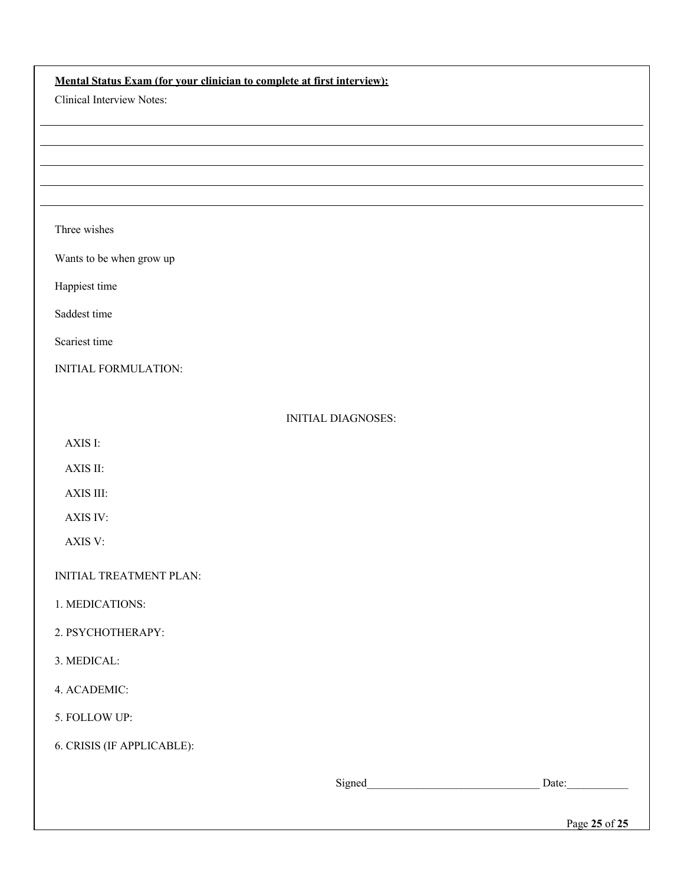**Mental Status Exam (for your clinician to complete at first interview):**

Clinical Interview Notes:

Three wishes

Wants to be when grow up

Happiest time

Saddest time

Scariest time

INITIAL FORMULATION:

INITIAL DIAGNOSES:

AXIS I:

AXIS II:

AXIS III:

AXIS IV:

AXIS V:

INITIAL TREATMENT PLAN:

1. MEDICATIONS:

2. PSYCHOTHERAPY:

3. MEDICAL:

4. ACADEMIC:

5. FOLLOW UP:

6. CRISIS (IF APPLICABLE):

Signed_______________________________ Date:___________